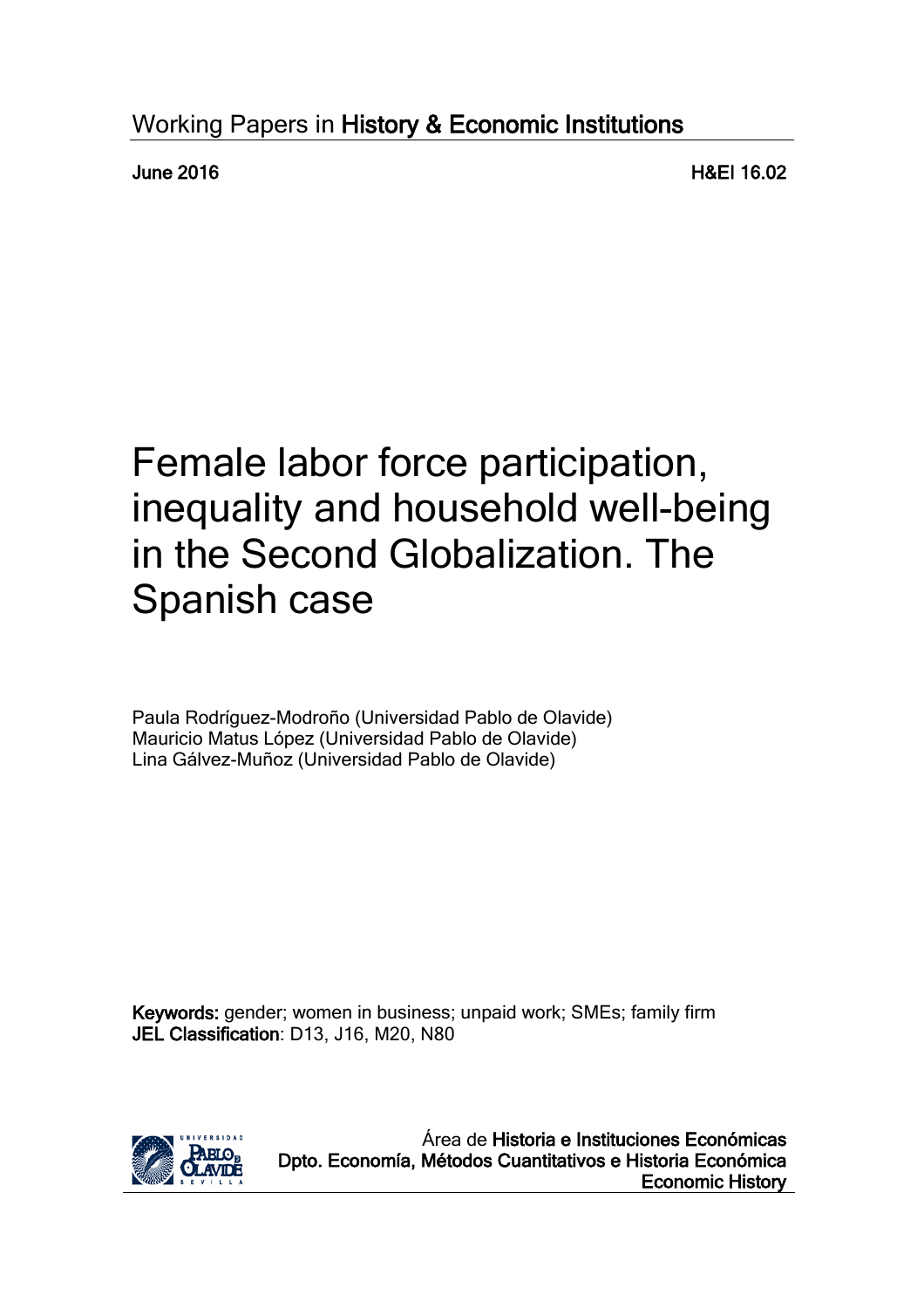Working Papers in **History & Economic Institutions**

**June 2016** **H&EI 16.02**

# Female labor force participation, inequality and household well-being in the Second Globalization. The Spanish case

Paula Rodríguez-Modroño (Universidad Pablo de Olavide)
Mauricio Matus López (Universidad Pablo de Olavide)
Lina Gálvez-Muñoz (Universidad Pablo de Olavide)

**Keywords:** gender; women in business; unpaid work; SMEs; family firm
**JEL Classification**: D13, J16, M20, N80

Área de **Historia e Instituciones Económicas**
**Dpto. Economía, Métodos Cuantitativos e Historia Económica**
**Economic History**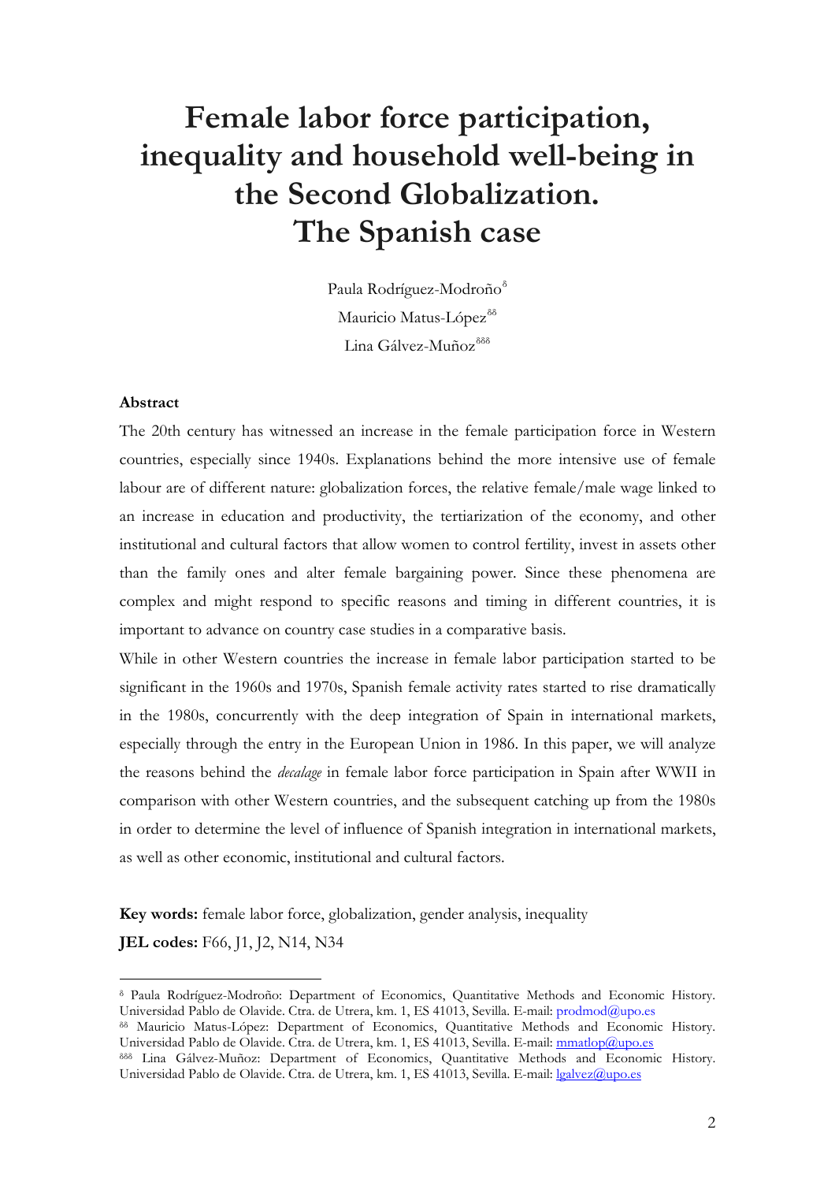# Female labor force participation, inequality and household well-being in the Second Globalization. The Spanish case

Paula Rodríguez-Modroño[δ]

Mauricio Matus-López[δδ]

Lina Gálvez-Muñoz[δδδ]

### Abstract

The 20th century has witnessed an increase in the female participation force in Western countries, especially since 1940s. Explanations behind the more intensive use of female labour are of different nature: globalization forces, the relative female/male wage linked to an increase in education and productivity, the tertiarization of the economy, and other institutional and cultural factors that allow women to control fertility, invest in assets other than the family ones and alter female bargaining power. Since these phenomena are complex and might respond to specific reasons and timing in different countries, it is important to advance on country case studies in a comparative basis.

While in other Western countries the increase in female labor participation started to be significant in the 1960s and 1970s, Spanish female activity rates started to rise dramatically in the 1980s, concurrently with the deep integration of Spain in international markets, especially through the entry in the European Union in 1986. In this paper, we will analyze the reasons behind the *decalage* in female labor force participation in Spain after WWII in comparison with other Western countries, and the subsequent catching up from the 1980s in order to determine the level of influence of Spanish integration in international markets, as well as other economic, institutional and cultural factors.

**Key words:** female labor force, globalization, gender analysis, inequality

**JEL codes:** F66, J1, J2, N14, N34

---

[δ] Paula Rodríguez-Modroño: Department of Economics, Quantitative Methods and Economic History. Universidad Pablo de Olavide. Ctra. de Utrera, km. 1, ES 41013, Sevilla. E-mail: prodmod@upo.es

[δδ] Mauricio Matus-López: Department of Economics, Quantitative Methods and Economic History. Universidad Pablo de Olavide. Ctra. de Utrera, km. 1, ES 41013, Sevilla. E-mail: mmatlop@upo.es

[δδδ] Lina Gálvez-Muñoz: Department of Economics, Quantitative Methods and Economic History. Universidad Pablo de Olavide. Ctra. de Utrera, km. 1, ES 41013, Sevilla. E-mail: lgalvez@upo.es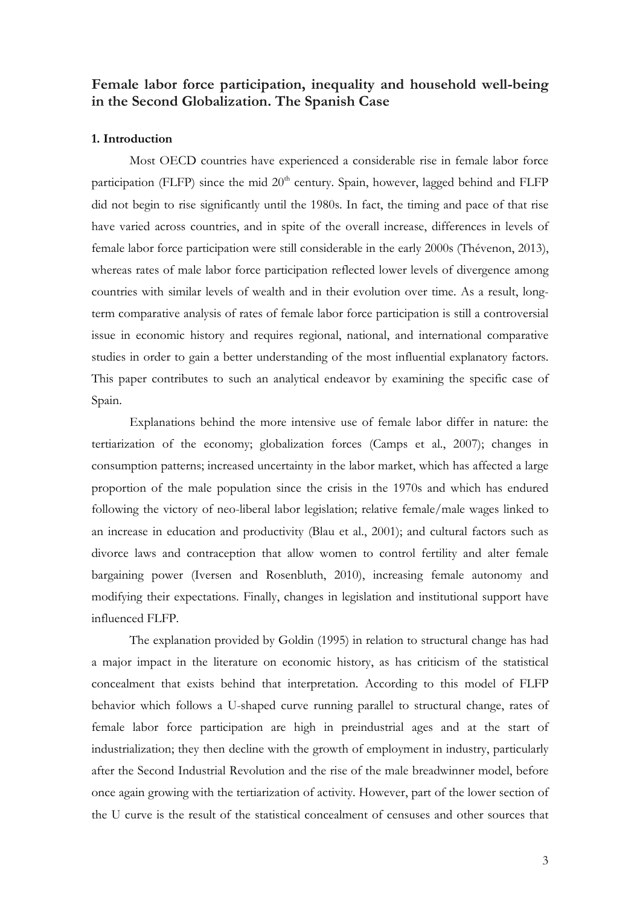## Female labor force participation, inequality and household well-being in the Second Globalization. The Spanish Case

### 1. Introduction

Most OECD countries have experienced a considerable rise in female labor force participation (FLFP) since the mid 20th century. Spain, however, lagged behind and FLFP did not begin to rise significantly until the 1980s. In fact, the timing and pace of that rise have varied across countries, and in spite of the overall increase, differences in levels of female labor force participation were still considerable in the early 2000s (Thévenon, 2013), whereas rates of male labor force participation reflected lower levels of divergence among countries with similar levels of wealth and in their evolution over time. As a result, long-term comparative analysis of rates of female labor force participation is still a controversial issue in economic history and requires regional, national, and international comparative studies in order to gain a better understanding of the most influential explanatory factors. This paper contributes to such an analytical endeavor by examining the specific case of Spain.

Explanations behind the more intensive use of female labor differ in nature: the tertiarization of the economy; globalization forces (Camps et al., 2007); changes in consumption patterns; increased uncertainty in the labor market, which has affected a large proportion of the male population since the crisis in the 1970s and which has endured following the victory of neo-liberal labor legislation; relative female/male wages linked to an increase in education and productivity (Blau et al., 2001); and cultural factors such as divorce laws and contraception that allow women to control fertility and alter female bargaining power (Iversen and Rosenbluth, 2010), increasing female autonomy and modifying their expectations. Finally, changes in legislation and institutional support have influenced FLFP.

The explanation provided by Goldin (1995) in relation to structural change has had a major impact in the literature on economic history, as has criticism of the statistical concealment that exists behind that interpretation. According to this model of FLFP behavior which follows a U-shaped curve running parallel to structural change, rates of female labor force participation are high in preindustrial ages and at the start of industrialization; they then decline with the growth of employment in industry, particularly after the Second Industrial Revolution and the rise of the male breadwinner model, before once again growing with the tertiarization of activity. However, part of the lower section of the U curve is the result of the statistical concealment of censuses and other sources that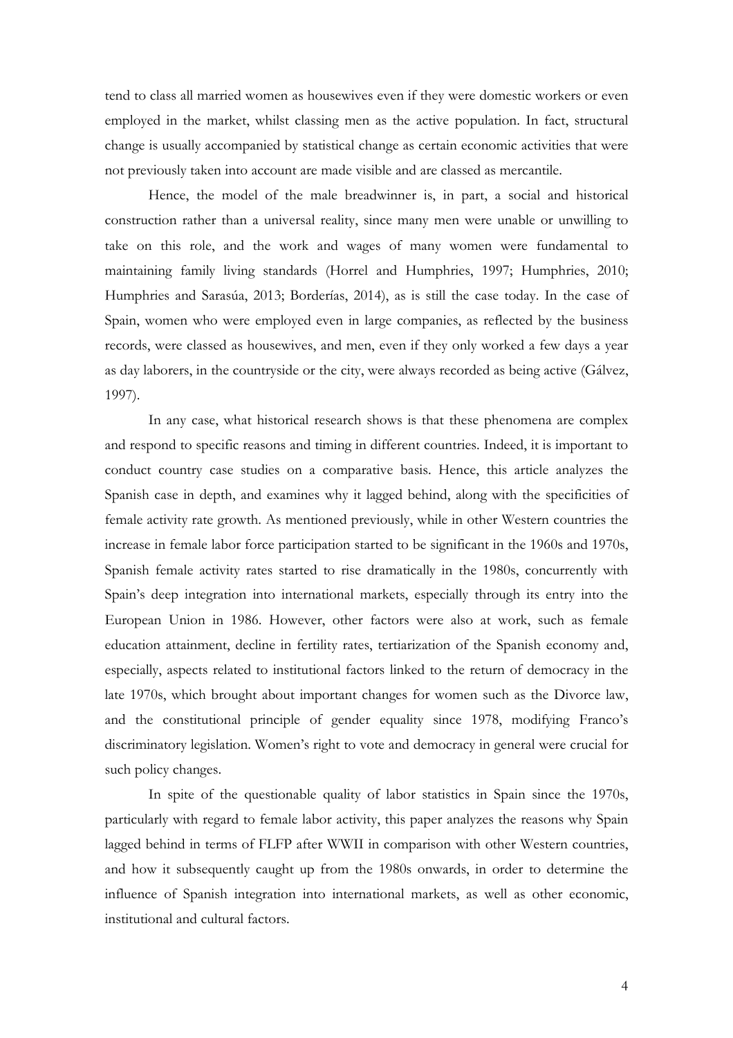tend to class all married women as housewives even if they were domestic workers or even employed in the market, whilst classing men as the active population. In fact, structural change is usually accompanied by statistical change as certain economic activities that were not previously taken into account are made visible and are classed as mercantile.

Hence, the model of the male breadwinner is, in part, a social and historical construction rather than a universal reality, since many men were unable or unwilling to take on this role, and the work and wages of many women were fundamental to maintaining family living standards (Horrel and Humphries, 1997; Humphries, 2010; Humphries and Sarasúa, 2013; Borderías, 2014), as is still the case today. In the case of Spain, women who were employed even in large companies, as reflected by the business records, were classed as housewives, and men, even if they only worked a few days a year as day laborers, in the countryside or the city, were always recorded as being active (Gálvez, 1997).

In any case, what historical research shows is that these phenomena are complex and respond to specific reasons and timing in different countries. Indeed, it is important to conduct country case studies on a comparative basis. Hence, this article analyzes the Spanish case in depth, and examines why it lagged behind, along with the specificities of female activity rate growth. As mentioned previously, while in other Western countries the increase in female labor force participation started to be significant in the 1960s and 1970s, Spanish female activity rates started to rise dramatically in the 1980s, concurrently with Spain's deep integration into international markets, especially through its entry into the European Union in 1986. However, other factors were also at work, such as female education attainment, decline in fertility rates, tertiarization of the Spanish economy and, especially, aspects related to institutional factors linked to the return of democracy in the late 1970s, which brought about important changes for women such as the Divorce law, and the constitutional principle of gender equality since 1978, modifying Franco's discriminatory legislation. Women's right to vote and democracy in general were crucial for such policy changes.

In spite of the questionable quality of labor statistics in Spain since the 1970s, particularly with regard to female labor activity, this paper analyzes the reasons why Spain lagged behind in terms of FLFP after WWII in comparison with other Western countries, and how it subsequently caught up from the 1980s onwards, in order to determine the influence of Spanish integration into international markets, as well as other economic, institutional and cultural factors.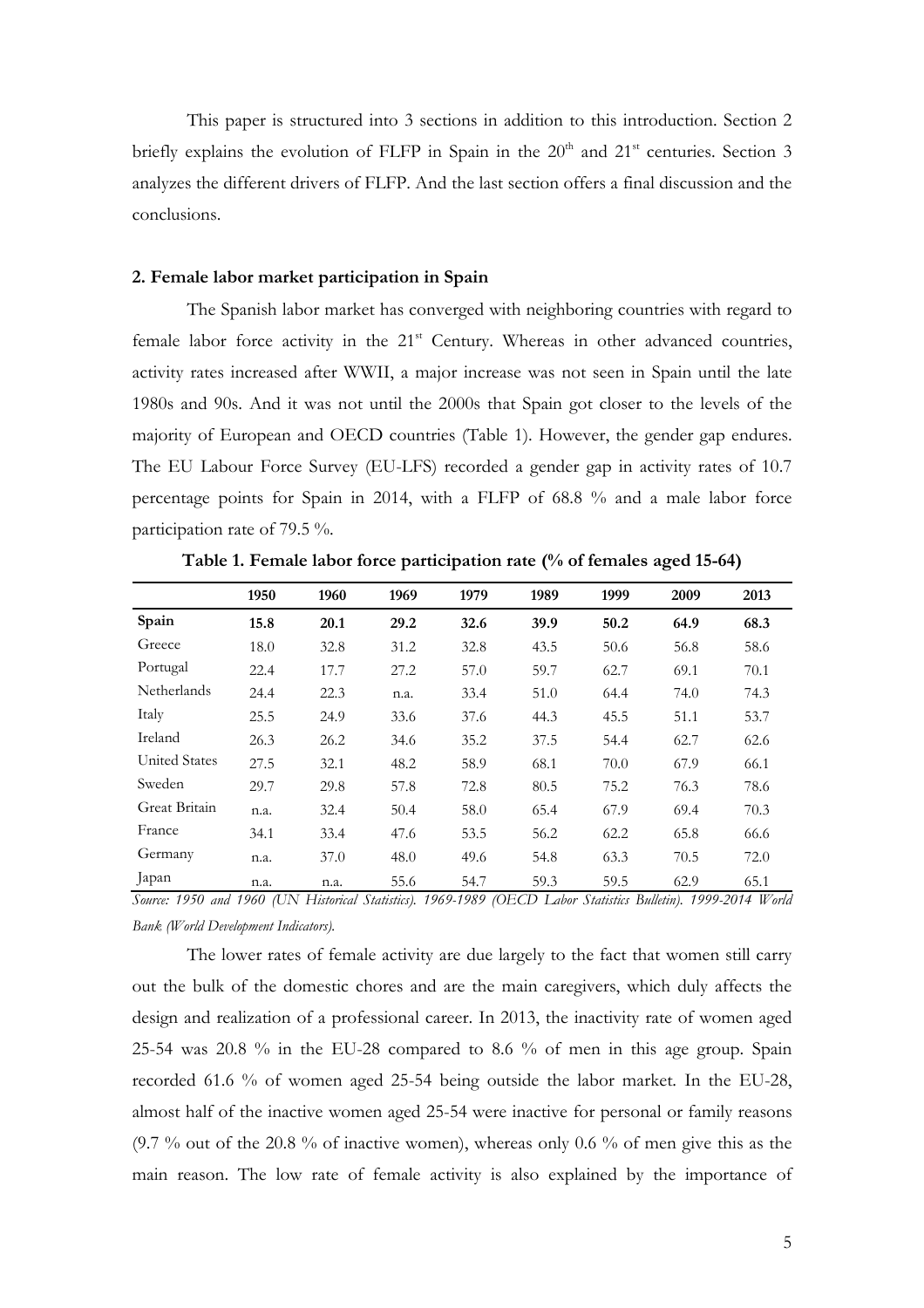This paper is structured into 3 sections in addition to this introduction. Section 2 briefly explains the evolution of FLFP in Spain in the 20th and 21st centuries. Section 3 analyzes the different drivers of FLFP. And the last section offers a final discussion and the conclusions.

## 2. Female labor market participation in Spain

The Spanish labor market has converged with neighboring countries with regard to female labor force activity in the 21st Century. Whereas in other advanced countries, activity rates increased after WWII, a major increase was not seen in Spain until the late 1980s and 90s. And it was not until the 2000s that Spain got closer to the levels of the majority of European and OECD countries (Table 1). However, the gender gap endures. The EU Labour Force Survey (EU-LFS) recorded a gender gap in activity rates of 10.7 percentage points for Spain in 2014, with a FLFP of 68.8 % and a male labor force participation rate of 79.5 %.

**Table 1. Female labor force participation rate (% of females aged 15-64)**

| | 1950 | 1960 | 1969 | 1979 | 1989 | 1999 | 2009 | 2013 |
|---|---|---|---|---|---|---|---|---|
| **Spain** | **15.8** | **20.1** | **29.2** | **32.6** | **39.9** | **50.2** | **64.9** | **68.3** |
| Greece | 18.0 | 32.8 | 31.2 | 32.8 | 43.5 | 50.6 | 56.8 | 58.6 |
| Portugal | 22.4 | 17.7 | 27.2 | 57.0 | 59.7 | 62.7 | 69.1 | 70.1 |
| Netherlands | 24.4 | 22.3 | n.a. | 33.4 | 51.0 | 64.4 | 74.0 | 74.3 |
| Italy | 25.5 | 24.9 | 33.6 | 37.6 | 44.3 | 45.5 | 51.1 | 53.7 |
| Ireland | 26.3 | 26.2 | 34.6 | 35.2 | 37.5 | 54.4 | 62.7 | 62.6 |
| United States | 27.5 | 32.1 | 48.2 | 58.9 | 68.1 | 70.0 | 67.9 | 66.1 |
| Sweden | 29.7 | 29.8 | 57.8 | 72.8 | 80.5 | 75.2 | 76.3 | 78.6 |
| Great Britain | n.a. | 32.4 | 50.4 | 58.0 | 65.4 | 67.9 | 69.4 | 70.3 |
| France | 34.1 | 33.4 | 47.6 | 53.5 | 56.2 | 62.2 | 65.8 | 66.6 |
| Germany | n.a. | 37.0 | 48.0 | 49.6 | 54.8 | 63.3 | 70.5 | 72.0 |
| Japan | n.a. | n.a. | 55.6 | 54.7 | 59.3 | 59.5 | 62.9 | 65.1 |

*Source: 1950 and 1960 (UN Historical Statistics). 1969-1989 (OECD Labor Statistics Bulletin). 1999-2014 World Bank (World Development Indicators).*

The lower rates of female activity are due largely to the fact that women still carry out the bulk of the domestic chores and are the main caregivers, which duly affects the design and realization of a professional career. In 2013, the inactivity rate of women aged 25-54 was 20.8 % in the EU-28 compared to 8.6 % of men in this age group. Spain recorded 61.6 % of women aged 25-54 being outside the labor market. In the EU-28, almost half of the inactive women aged 25-54 were inactive for personal or family reasons (9.7 % out of the 20.8 % of inactive women), whereas only 0.6 % of men give this as the main reason. The low rate of female activity is also explained by the importance of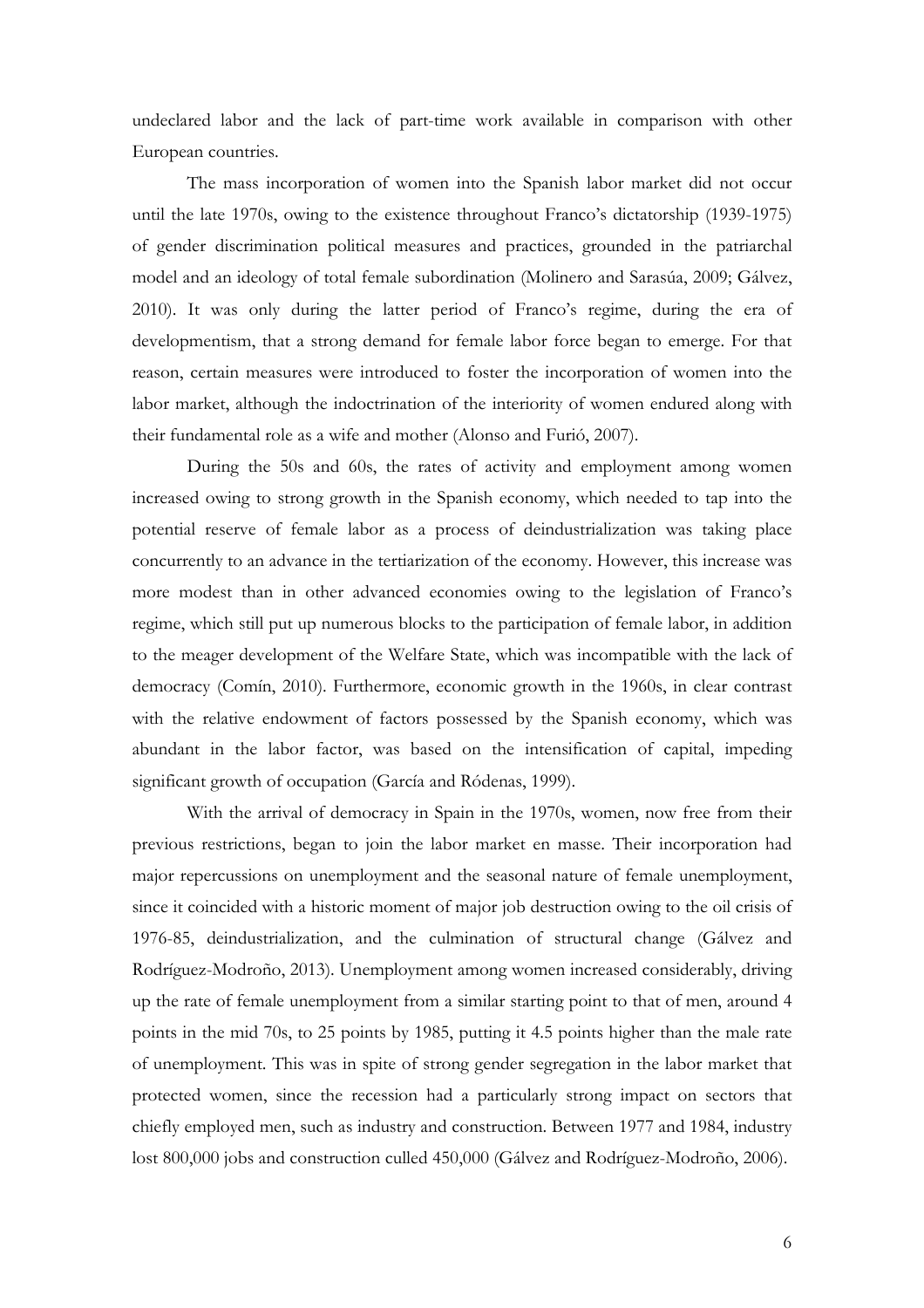undeclared labor and the lack of part-time work available in comparison with other European countries.

The mass incorporation of women into the Spanish labor market did not occur until the late 1970s, owing to the existence throughout Franco's dictatorship (1939-1975) of gender discrimination political measures and practices, grounded in the patriarchal model and an ideology of total female subordination (Molinero and Sarasúa, 2009; Gálvez, 2010). It was only during the latter period of Franco's regime, during the era of developmentism, that a strong demand for female labor force began to emerge. For that reason, certain measures were introduced to foster the incorporation of women into the labor market, although the indoctrination of the interiority of women endured along with their fundamental role as a wife and mother (Alonso and Furió, 2007).

During the 50s and 60s, the rates of activity and employment among women increased owing to strong growth in the Spanish economy, which needed to tap into the potential reserve of female labor as a process of deindustrialization was taking place concurrently to an advance in the tertiarization of the economy. However, this increase was more modest than in other advanced economies owing to the legislation of Franco's regime, which still put up numerous blocks to the participation of female labor, in addition to the meager development of the Welfare State, which was incompatible with the lack of democracy (Comín, 2010). Furthermore, economic growth in the 1960s, in clear contrast with the relative endowment of factors possessed by the Spanish economy, which was abundant in the labor factor, was based on the intensification of capital, impeding significant growth of occupation (García and Ródenas, 1999).

With the arrival of democracy in Spain in the 1970s, women, now free from their previous restrictions, began to join the labor market en masse. Their incorporation had major repercussions on unemployment and the seasonal nature of female unemployment, since it coincided with a historic moment of major job destruction owing to the oil crisis of 1976-85, deindustrialization, and the culmination of structural change (Gálvez and Rodríguez-Modroño, 2013). Unemployment among women increased considerably, driving up the rate of female unemployment from a similar starting point to that of men, around 4 points in the mid 70s, to 25 points by 1985, putting it 4.5 points higher than the male rate of unemployment. This was in spite of strong gender segregation in the labor market that protected women, since the recession had a particularly strong impact on sectors that chiefly employed men, such as industry and construction. Between 1977 and 1984, industry lost 800,000 jobs and construction culled 450,000 (Gálvez and Rodríguez-Modroño, 2006).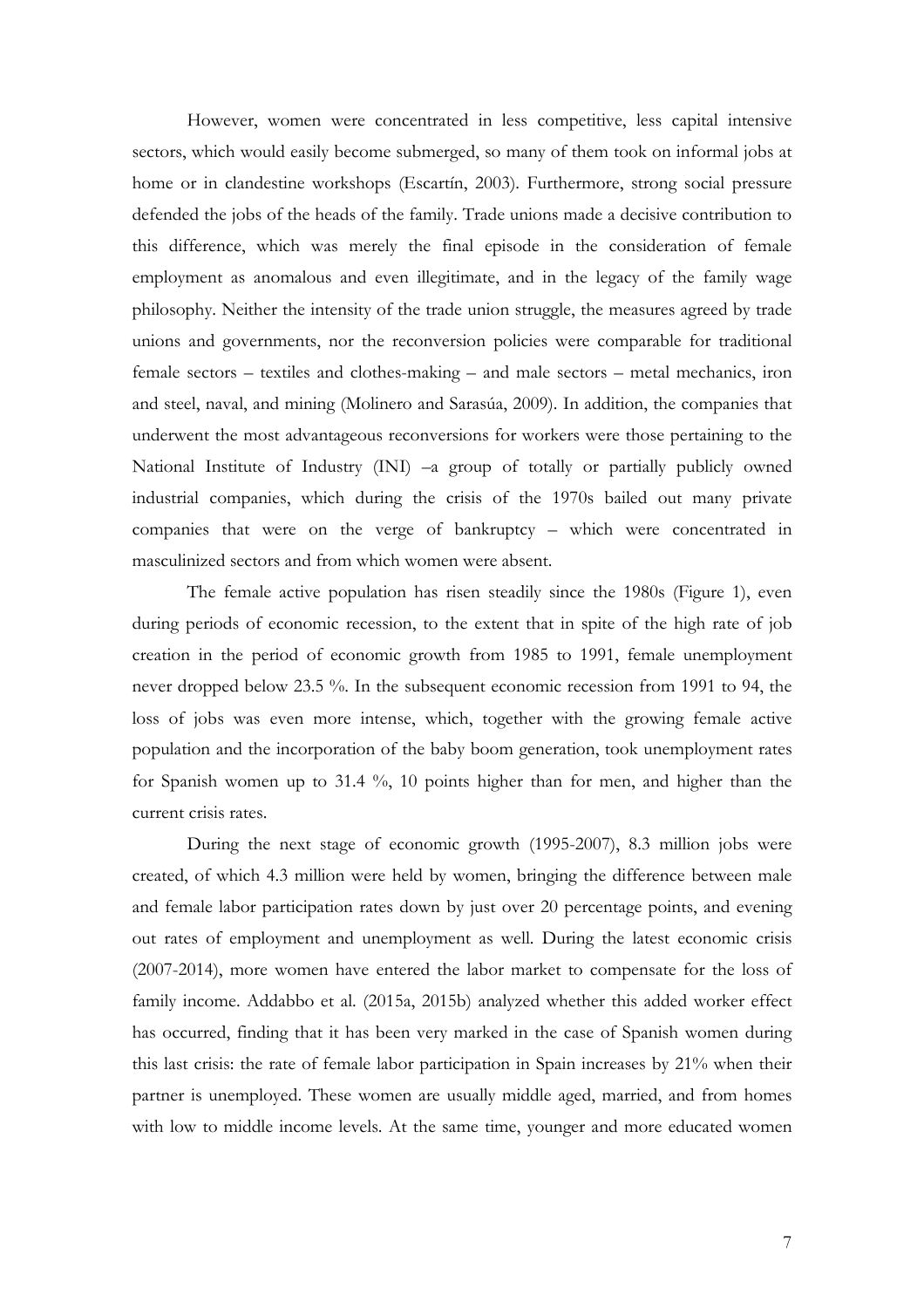However, women were concentrated in less competitive, less capital intensive sectors, which would easily become submerged, so many of them took on informal jobs at home or in clandestine workshops (Escartín, 2003). Furthermore, strong social pressure defended the jobs of the heads of the family. Trade unions made a decisive contribution to this difference, which was merely the final episode in the consideration of female employment as anomalous and even illegitimate, and in the legacy of the family wage philosophy. Neither the intensity of the trade union struggle, the measures agreed by trade unions and governments, nor the reconversion policies were comparable for traditional female sectors – textiles and clothes-making – and male sectors – metal mechanics, iron and steel, naval, and mining (Molinero and Sarasúa, 2009). In addition, the companies that underwent the most advantageous reconversions for workers were those pertaining to the National Institute of Industry (INI) –a group of totally or partially publicly owned industrial companies, which during the crisis of the 1970s bailed out many private companies that were on the verge of bankruptcy – which were concentrated in masculinized sectors and from which women were absent.

The female active population has risen steadily since the 1980s (Figure 1), even during periods of economic recession, to the extent that in spite of the high rate of job creation in the period of economic growth from 1985 to 1991, female unemployment never dropped below 23.5 %. In the subsequent economic recession from 1991 to 94, the loss of jobs was even more intense, which, together with the growing female active population and the incorporation of the baby boom generation, took unemployment rates for Spanish women up to 31.4 %, 10 points higher than for men, and higher than the current crisis rates.

During the next stage of economic growth (1995-2007), 8.3 million jobs were created, of which 4.3 million were held by women, bringing the difference between male and female labor participation rates down by just over 20 percentage points, and evening out rates of employment and unemployment as well. During the latest economic crisis (2007-2014), more women have entered the labor market to compensate for the loss of family income. Addabbo et al. (2015a, 2015b) analyzed whether this added worker effect has occurred, finding that it has been very marked in the case of Spanish women during this last crisis: the rate of female labor participation in Spain increases by 21% when their partner is unemployed. These women are usually middle aged, married, and from homes with low to middle income levels. At the same time, younger and more educated women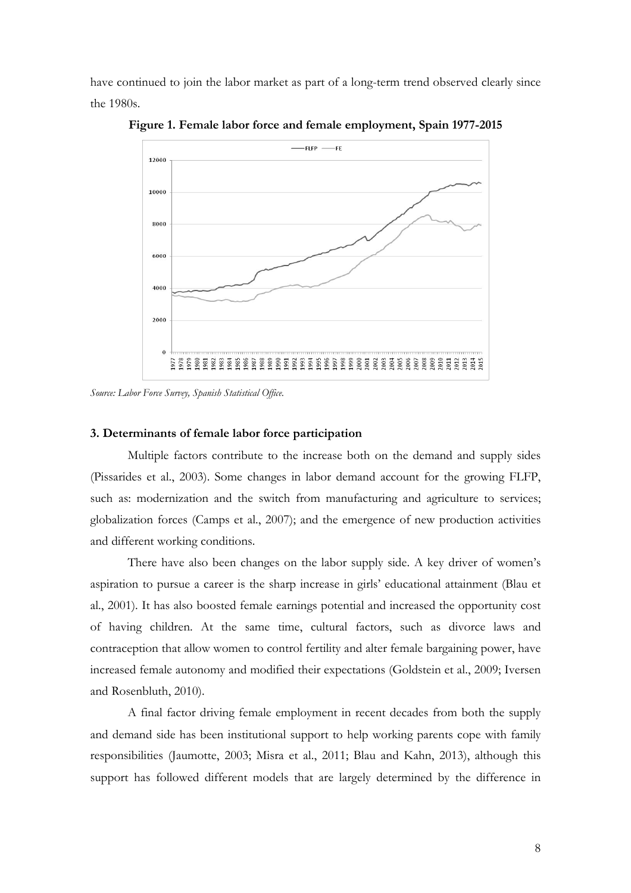have continued to join the labor market as part of a long-term trend observed clearly since the 1980s.

**Figure 1. Female labor force and female employment, Spain 1977-2015**

*Source: Labor Force Survey, Spanish Statistical Office.*

### 3. Determinants of female labor force participation

Multiple factors contribute to the increase both on the demand and supply sides (Pissarides et al., 2003). Some changes in labor demand account for the growing FLFP, such as: modernization and the switch from manufacturing and agriculture to services; globalization forces (Camps et al., 2007); and the emergence of new production activities and different working conditions.

There have also been changes on the labor supply side. A key driver of women's aspiration to pursue a career is the sharp increase in girls' educational attainment (Blau et al., 2001). It has also boosted female earnings potential and increased the opportunity cost of having children. At the same time, cultural factors, such as divorce laws and contraception that allow women to control fertility and alter female bargaining power, have increased female autonomy and modified their expectations (Goldstein et al., 2009; Iversen and Rosenbluth, 2010).

A final factor driving female employment in recent decades from both the supply and demand side has been institutional support to help working parents cope with family responsibilities (Jaumotte, 2003; Misra et al., 2011; Blau and Kahn, 2013), although this support has followed different models that are largely determined by the difference in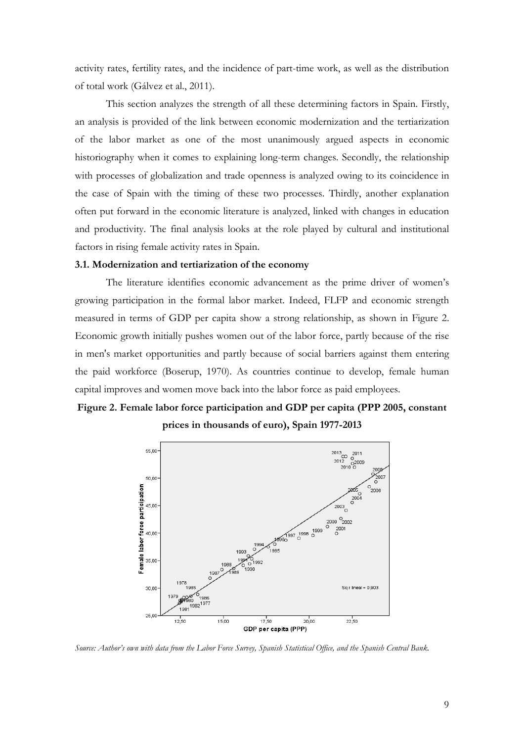activity rates, fertility rates, and the incidence of part-time work, as well as the distribution of total work (Gálvez et al., 2011).

This section analyzes the strength of all these determining factors in Spain. Firstly, an analysis is provided of the link between economic modernization and the tertiarization of the labor market as one of the most unanimously argued aspects in economic historiography when it comes to explaining long-term changes. Secondly, the relationship with processes of globalization and trade openness is analyzed owing to its coincidence in the case of Spain with the timing of these two processes. Thirdly, another explanation often put forward in the economic literature is analyzed, linked with changes in education and productivity. The final analysis looks at the role played by cultural and institutional factors in rising female activity rates in Spain.

### 3.1. Modernization and tertiarization of the economy

The literature identifies economic advancement as the prime driver of women's growing participation in the formal labor market. Indeed, FLFP and economic strength measured in terms of GDP per capita show a strong relationship, as shown in Figure 2. Economic growth initially pushes women out of the labor force, partly because of the rise in men's market opportunities and partly because of social barriers against them entering the paid workforce (Boserup, 1970). As countries continue to develop, female human capital improves and women move back into the labor force as paid employees.

**Figure 2. Female labor force participation and GDP per capita (PPP 2005, constant prices in thousands of euro), Spain 1977-2013**

*Source: Author's own with data from the Labor Force Survey, Spanish Statistical Office, and the Spanish Central Bank.*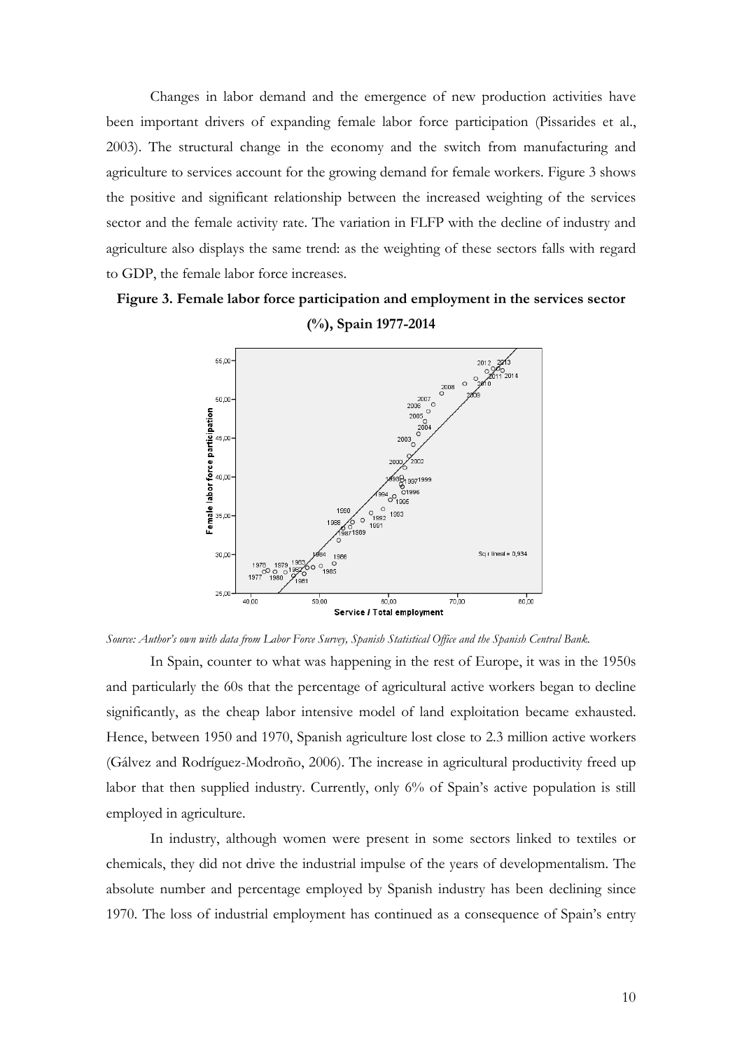Changes in labor demand and the emergence of new production activities have been important drivers of expanding female labor force participation (Pissarides et al., 2003). The structural change in the economy and the switch from manufacturing and agriculture to services account for the growing demand for female workers. Figure 3 shows the positive and significant relationship between the increased weighting of the services sector and the female activity rate. The variation in FLFP with the decline of industry and agriculture also displays the same trend: as the weighting of these sectors falls with regard to GDP, the female labor force increases.

**Figure 3. Female labor force participation and employment in the services sector (%), Spain 1977-2014**

*Source: Author's own with data from Labor Force Survey, Spanish Statistical Office and the Spanish Central Bank.*

In Spain, counter to what was happening in the rest of Europe, it was in the 1950s and particularly the 60s that the percentage of agricultural active workers began to decline significantly, as the cheap labor intensive model of land exploitation became exhausted. Hence, between 1950 and 1970, Spanish agriculture lost close to 2.3 million active workers (Gálvez and Rodríguez-Modroño, 2006). The increase in agricultural productivity freed up labor that then supplied industry. Currently, only 6% of Spain's active population is still employed in agriculture.

In industry, although women were present in some sectors linked to textiles or chemicals, they did not drive the industrial impulse of the years of developmentalism. The absolute number and percentage employed by Spanish industry has been declining since 1970. The loss of industrial employment has continued as a consequence of Spain's entry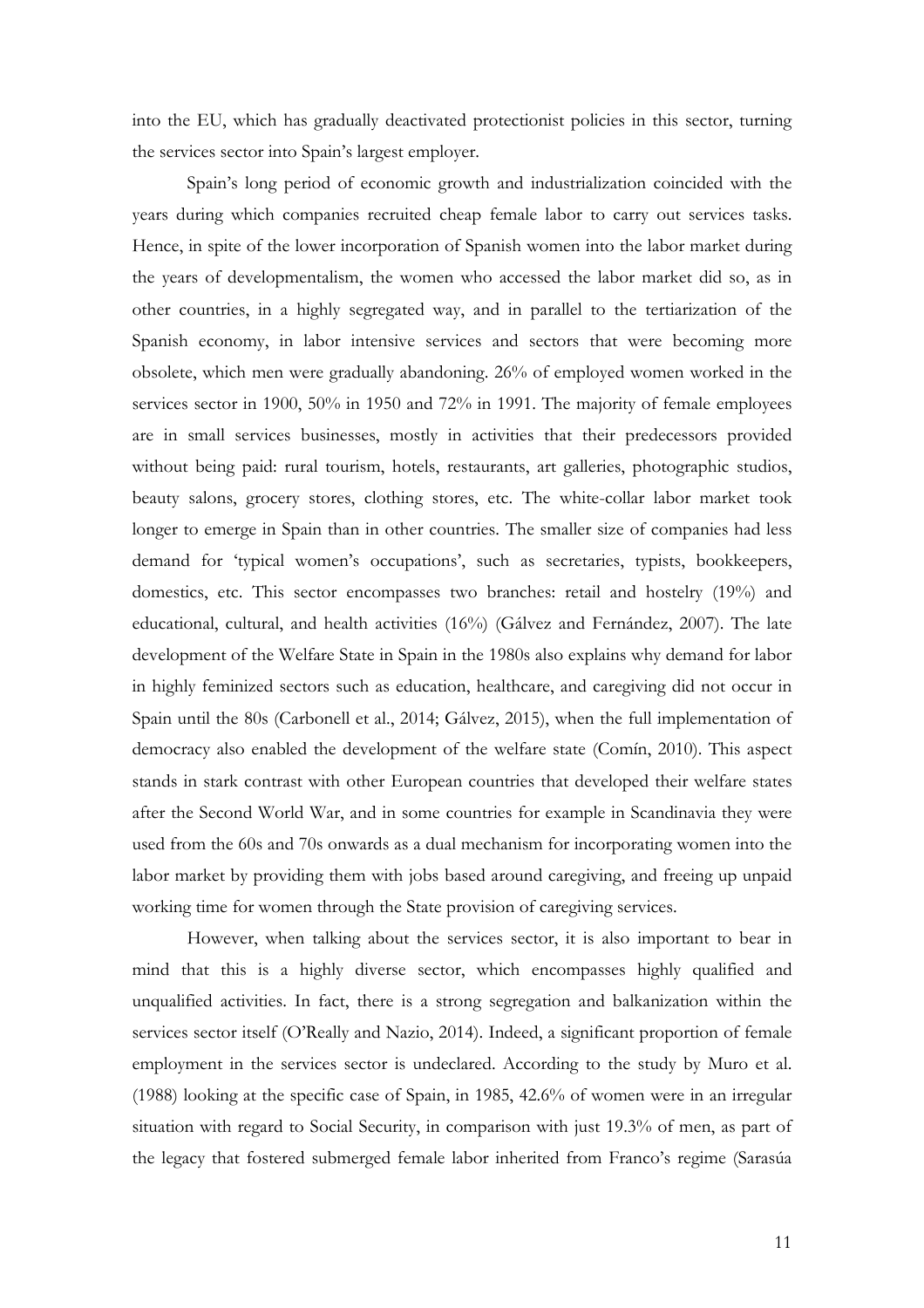into the EU, which has gradually deactivated protectionist policies in this sector, turning the services sector into Spain's largest employer.

Spain's long period of economic growth and industrialization coincided with the years during which companies recruited cheap female labor to carry out services tasks. Hence, in spite of the lower incorporation of Spanish women into the labor market during the years of developmentalism, the women who accessed the labor market did so, as in other countries, in a highly segregated way, and in parallel to the tertiarization of the Spanish economy, in labor intensive services and sectors that were becoming more obsolete, which men were gradually abandoning. 26% of employed women worked in the services sector in 1900, 50% in 1950 and 72% in 1991. The majority of female employees are in small services businesses, mostly in activities that their predecessors provided without being paid: rural tourism, hotels, restaurants, art galleries, photographic studios, beauty salons, grocery stores, clothing stores, etc. The white-collar labor market took longer to emerge in Spain than in other countries. The smaller size of companies had less demand for 'typical women's occupations', such as secretaries, typists, bookkeepers, domestics, etc. This sector encompasses two branches: retail and hostelry (19%) and educational, cultural, and health activities (16%) (Gálvez and Fernández, 2007). The late development of the Welfare State in Spain in the 1980s also explains why demand for labor in highly feminized sectors such as education, healthcare, and caregiving did not occur in Spain until the 80s (Carbonell et al., 2014; Gálvez, 2015), when the full implementation of democracy also enabled the development of the welfare state (Comín, 2010). This aspect stands in stark contrast with other European countries that developed their welfare states after the Second World War, and in some countries for example in Scandinavia they were used from the 60s and 70s onwards as a dual mechanism for incorporating women into the labor market by providing them with jobs based around caregiving, and freeing up unpaid working time for women through the State provision of caregiving services.

However, when talking about the services sector, it is also important to bear in mind that this is a highly diverse sector, which encompasses highly qualified and unqualified activities. In fact, there is a strong segregation and balkanization within the services sector itself (O'Really and Nazio, 2014). Indeed, a significant proportion of female employment in the services sector is undeclared. According to the study by Muro et al. (1988) looking at the specific case of Spain, in 1985, 42.6% of women were in an irregular situation with regard to Social Security, in comparison with just 19.3% of men, as part of the legacy that fostered submerged female labor inherited from Franco's regime (Sarasúa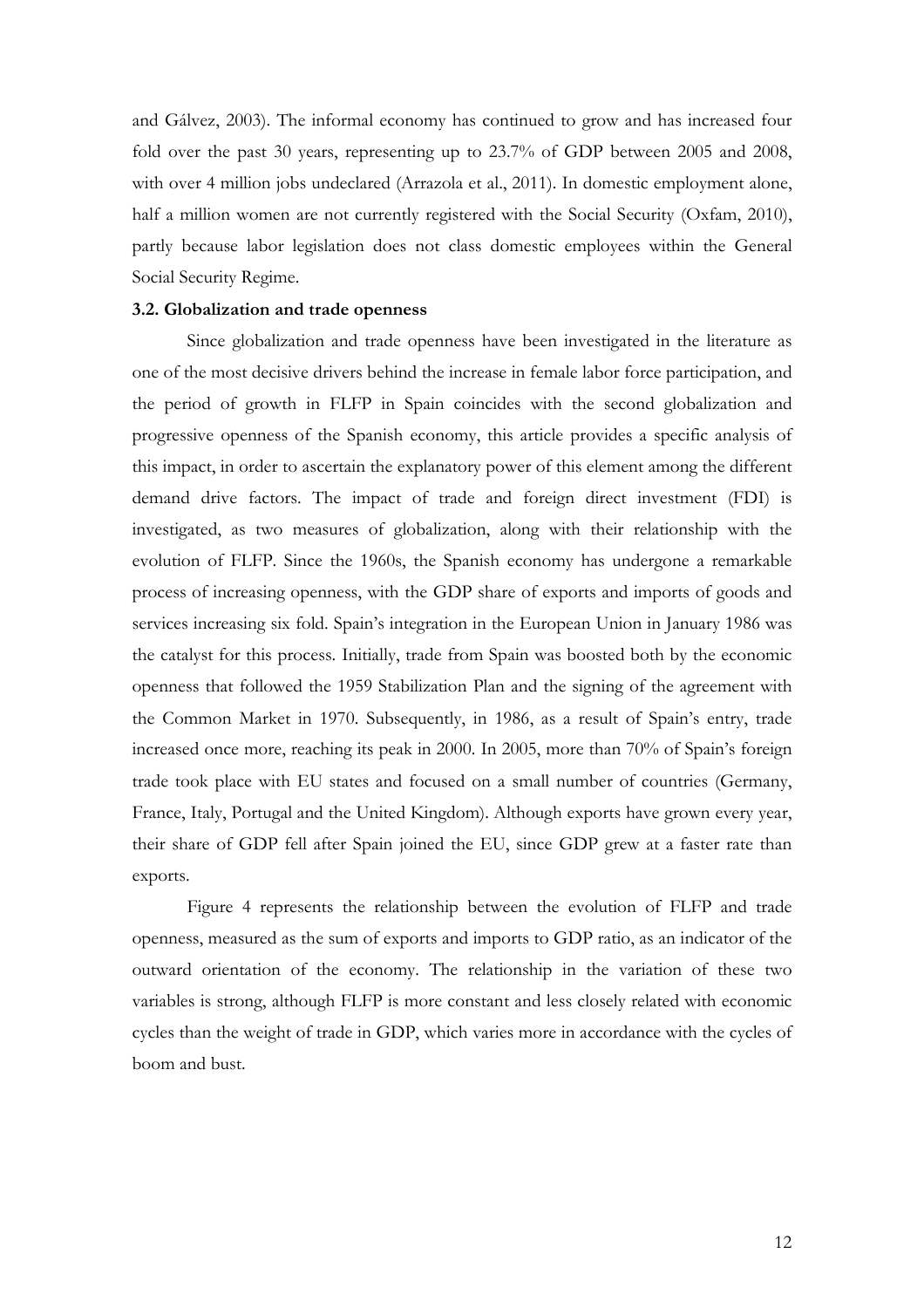and Gálvez, 2003). The informal economy has continued to grow and has increased four fold over the past 30 years, representing up to 23.7% of GDP between 2005 and 2008, with over 4 million jobs undeclared (Arrazola et al., 2011). In domestic employment alone, half a million women are not currently registered with the Social Security (Oxfam, 2010), partly because labor legislation does not class domestic employees within the General Social Security Regime.

### 3.2. Globalization and trade openness

Since globalization and trade openness have been investigated in the literature as one of the most decisive drivers behind the increase in female labor force participation, and the period of growth in FLFP in Spain coincides with the second globalization and progressive openness of the Spanish economy, this article provides a specific analysis of this impact, in order to ascertain the explanatory power of this element among the different demand drive factors. The impact of trade and foreign direct investment (FDI) is investigated, as two measures of globalization, along with their relationship with the evolution of FLFP. Since the 1960s, the Spanish economy has undergone a remarkable process of increasing openness, with the GDP share of exports and imports of goods and services increasing six fold. Spain's integration in the European Union in January 1986 was the catalyst for this process. Initially, trade from Spain was boosted both by the economic openness that followed the 1959 Stabilization Plan and the signing of the agreement with the Common Market in 1970. Subsequently, in 1986, as a result of Spain's entry, trade increased once more, reaching its peak in 2000. In 2005, more than 70% of Spain's foreign trade took place with EU states and focused on a small number of countries (Germany, France, Italy, Portugal and the United Kingdom). Although exports have grown every year, their share of GDP fell after Spain joined the EU, since GDP grew at a faster rate than exports.

Figure 4 represents the relationship between the evolution of FLFP and trade openness, measured as the sum of exports and imports to GDP ratio, as an indicator of the outward orientation of the economy. The relationship in the variation of these two variables is strong, although FLFP is more constant and less closely related with economic cycles than the weight of trade in GDP, which varies more in accordance with the cycles of boom and bust.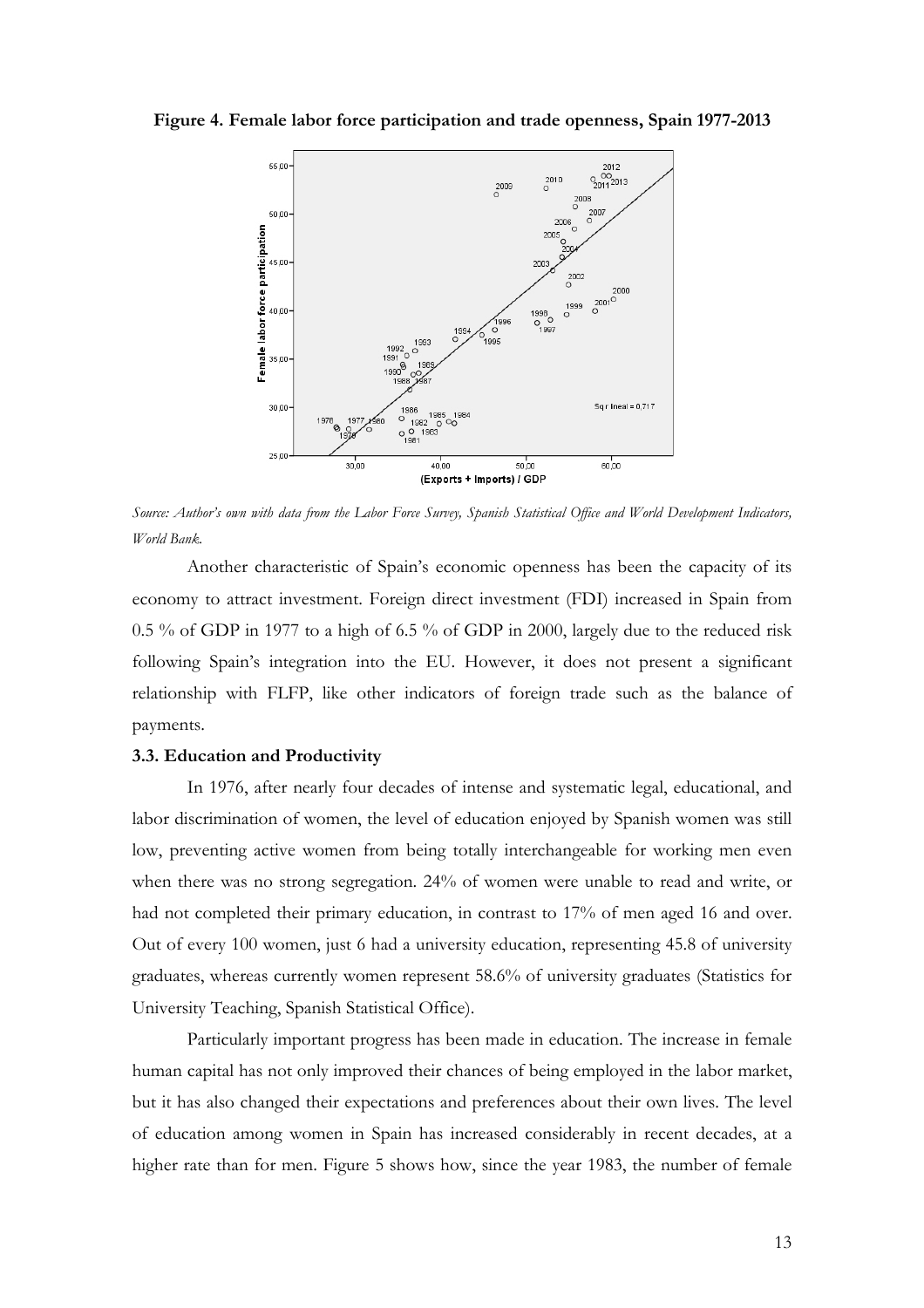**Figure 4. Female labor force participation and trade openness, Spain 1977-2013**

*Source: Author's own with data from the Labor Force Survey, Spanish Statistical Office and World Development Indicators, World Bank.*

Another characteristic of Spain's economic openness has been the capacity of its economy to attract investment. Foreign direct investment (FDI) increased in Spain from 0.5 % of GDP in 1977 to a high of 6.5 % of GDP in 2000, largely due to the reduced risk following Spain's integration into the EU. However, it does not present a significant relationship with FLFP, like other indicators of foreign trade such as the balance of payments.

### 3.3. Education and Productivity

In 1976, after nearly four decades of intense and systematic legal, educational, and labor discrimination of women, the level of education enjoyed by Spanish women was still low, preventing active women from being totally interchangeable for working men even when there was no strong segregation. 24% of women were unable to read and write, or had not completed their primary education, in contrast to 17% of men aged 16 and over. Out of every 100 women, just 6 had a university education, representing 45.8 of university graduates, whereas currently women represent 58.6% of university graduates (Statistics for University Teaching, Spanish Statistical Office).

Particularly important progress has been made in education. The increase in female human capital has not only improved their chances of being employed in the labor market, but it has also changed their expectations and preferences about their own lives. The level of education among women in Spain has increased considerably in recent decades, at a higher rate than for men. Figure 5 shows how, since the year 1983, the number of female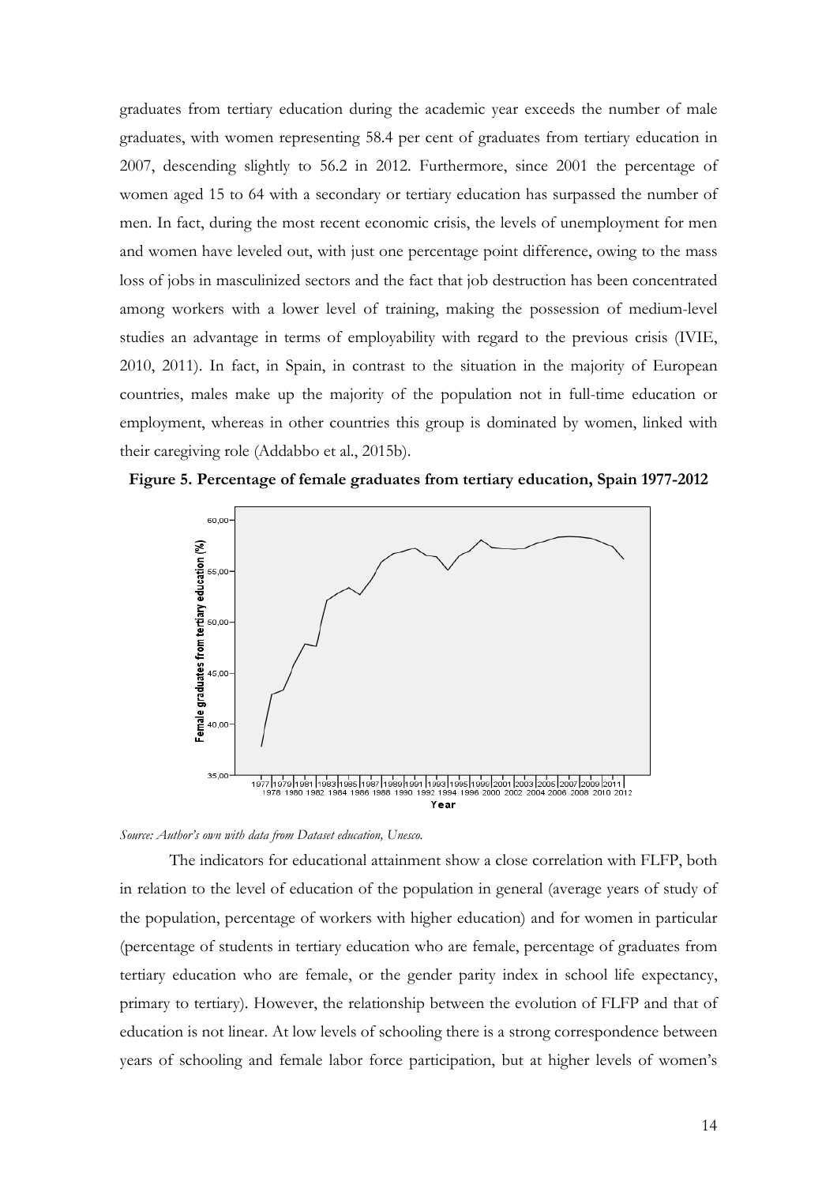graduates from tertiary education during the academic year exceeds the number of male graduates, with women representing 58.4 per cent of graduates from tertiary education in 2007, descending slightly to 56.2 in 2012. Furthermore, since 2001 the percentage of women aged 15 to 64 with a secondary or tertiary education has surpassed the number of men. In fact, during the most recent economic crisis, the levels of unemployment for men and women have leveled out, with just one percentage point difference, owing to the mass loss of jobs in masculinized sectors and the fact that job destruction has been concentrated among workers with a lower level of training, making the possession of medium-level studies an advantage in terms of employability with regard to the previous crisis (IVIE, 2010, 2011). In fact, in Spain, in contrast to the situation in the majority of European countries, males make up the majority of the population not in full-time education or employment, whereas in other countries this group is dominated by women, linked with their caregiving role (Addabbo et al., 2015b).

**Figure 5. Percentage of female graduates from tertiary education, Spain 1977-2012**

*Source: Author's own with data from Dataset education, Unesco.*

The indicators for educational attainment show a close correlation with FLFP, both in relation to the level of education of the population in general (average years of study of the population, percentage of workers with higher education) and for women in particular (percentage of students in tertiary education who are female, percentage of graduates from tertiary education who are female, or the gender parity index in school life expectancy, primary to tertiary). However, the relationship between the evolution of FLFP and that of education is not linear. At low levels of schooling there is a strong correspondence between years of schooling and female labor force participation, but at higher levels of women's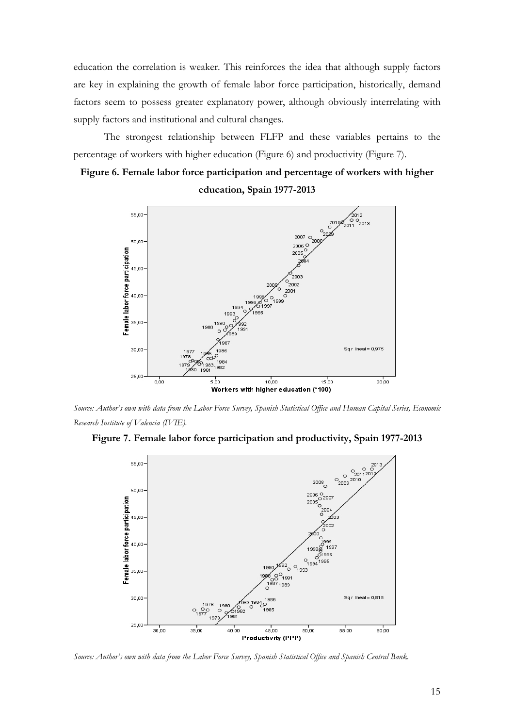education the correlation is weaker. This reinforces the idea that although supply factors are key in explaining the growth of female labor force participation, historically, demand factors seem to possess greater explanatory power, although obviously interrelating with supply factors and institutional and cultural changes.

The strongest relationship between FLFP and these variables pertains to the percentage of workers with higher education (Figure 6) and productivity (Figure 7).

**Figure 6. Female labor force participation and percentage of workers with higher education, Spain 1977-2013**

*Source: Author's own with data from the Labor Force Survey, Spanish Statistical Office and Human Capital Series, Economic Research Institute of Valencia (IVIE).*

**Figure 7. Female labor force participation and productivity, Spain 1977-2013**

*Source: Author's own with data from the Labor Force Survey, Spanish Statistical Office and Spanish Central Bank.*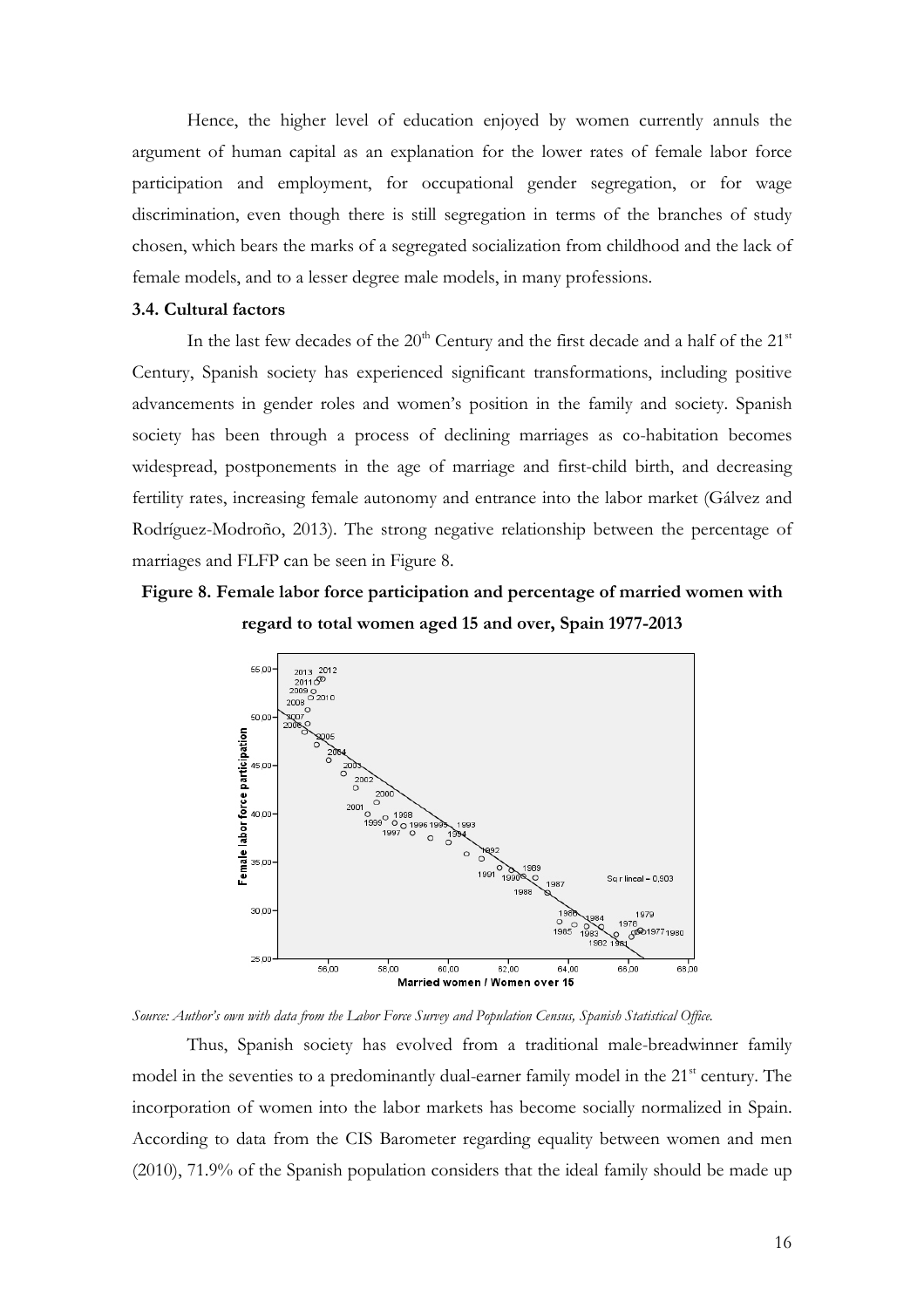Hence, the higher level of education enjoyed by women currently annuls the argument of human capital as an explanation for the lower rates of female labor force participation and employment, for occupational gender segregation, or for wage discrimination, even though there is still segregation in terms of the branches of study chosen, which bears the marks of a segregated socialization from childhood and the lack of female models, and to a lesser degree male models, in many professions.

### 3.4. Cultural factors

In the last few decades of the 20th Century and the first decade and a half of the 21st Century, Spanish society has experienced significant transformations, including positive advancements in gender roles and women's position in the family and society. Spanish society has been through a process of declining marriages as co-habitation becomes widespread, postponements in the age of marriage and first-child birth, and decreasing fertility rates, increasing female autonomy and entrance into the labor market (Gálvez and Rodríguez-Modroño, 2013). The strong negative relationship between the percentage of marriages and FLFP can be seen in Figure 8.

**Figure 8. Female labor force participation and percentage of married women with regard to total women aged 15 and over, Spain 1977-2013**

*Source: Author's own with data from the Labor Force Survey and Population Census, Spanish Statistical Office.*

Thus, Spanish society has evolved from a traditional male-breadwinner family model in the seventies to a predominantly dual-earner family model in the 21st century. The incorporation of women into the labor markets has become socially normalized in Spain. According to data from the CIS Barometer regarding equality between women and men (2010), 71.9% of the Spanish population considers that the ideal family should be made up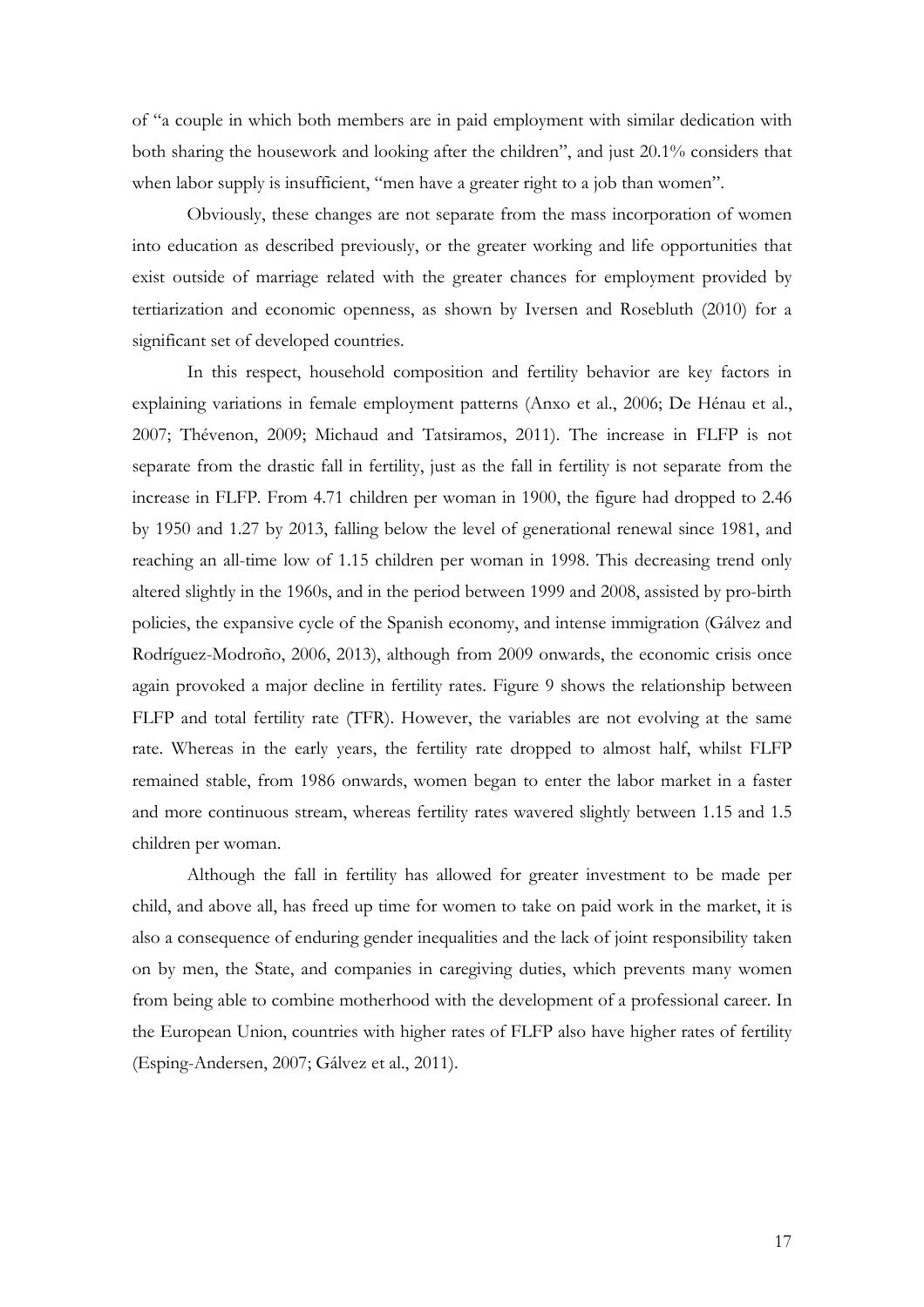of "a couple in which both members are in paid employment with similar dedication with both sharing the housework and looking after the children", and just 20.1% considers that when labor supply is insufficient, "men have a greater right to a job than women".

Obviously, these changes are not separate from the mass incorporation of women into education as described previously, or the greater working and life opportunities that exist outside of marriage related with the greater chances for employment provided by tertiarization and economic openness, as shown by Iversen and Rosebluth (2010) for a significant set of developed countries.

In this respect, household composition and fertility behavior are key factors in explaining variations in female employment patterns (Anxo et al., 2006; De Hénau et al., 2007; Thévenon, 2009; Michaud and Tatsiramos, 2011). The increase in FLFP is not separate from the drastic fall in fertility, just as the fall in fertility is not separate from the increase in FLFP. From 4.71 children per woman in 1900, the figure had dropped to 2.46 by 1950 and 1.27 by 2013, falling below the level of generational renewal since 1981, and reaching an all-time low of 1.15 children per woman in 1998. This decreasing trend only altered slightly in the 1960s, and in the period between 1999 and 2008, assisted by pro-birth policies, the expansive cycle of the Spanish economy, and intense immigration (Gálvez and Rodríguez-Modroño, 2006, 2013), although from 2009 onwards, the economic crisis once again provoked a major decline in fertility rates. Figure 9 shows the relationship between FLFP and total fertility rate (TFR). However, the variables are not evolving at the same rate. Whereas in the early years, the fertility rate dropped to almost half, whilst FLFP remained stable, from 1986 onwards, women began to enter the labor market in a faster and more continuous stream, whereas fertility rates wavered slightly between 1.15 and 1.5 children per woman.

Although the fall in fertility has allowed for greater investment to be made per child, and above all, has freed up time for women to take on paid work in the market, it is also a consequence of enduring gender inequalities and the lack of joint responsibility taken on by men, the State, and companies in caregiving duties, which prevents many women from being able to combine motherhood with the development of a professional career. In the European Union, countries with higher rates of FLFP also have higher rates of fertility (Esping-Andersen, 2007; Gálvez et al., 2011).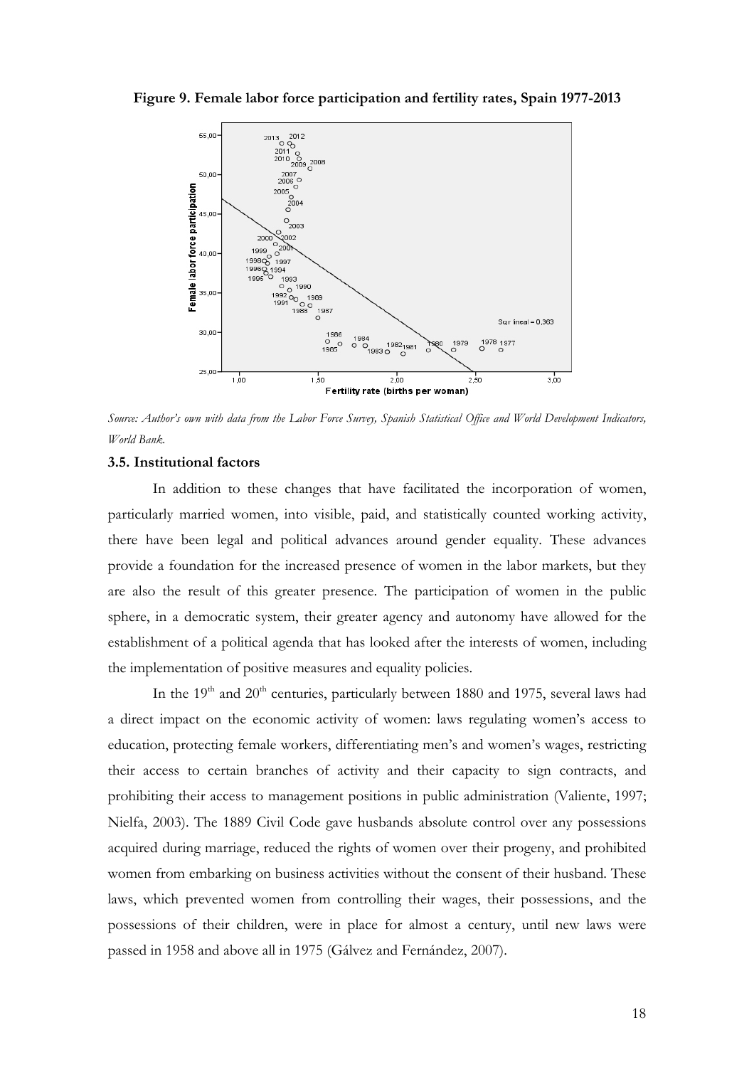**Figure 9. Female labor force participation and fertility rates, Spain 1977-2013**

*Source: Author's own with data from the Labor Force Survey, Spanish Statistical Office and World Development Indicators, World Bank.*

### 3.5. Institutional factors

In addition to these changes that have facilitated the incorporation of women, particularly married women, into visible, paid, and statistically counted working activity, there have been legal and political advances around gender equality. These advances provide a foundation for the increased presence of women in the labor markets, but they are also the result of this greater presence. The participation of women in the public sphere, in a democratic system, their greater agency and autonomy have allowed for the establishment of a political agenda that has looked after the interests of women, including the implementation of positive measures and equality policies.

In the 19th and 20th centuries, particularly between 1880 and 1975, several laws had a direct impact on the economic activity of women: laws regulating women's access to education, protecting female workers, differentiating men's and women's wages, restricting their access to certain branches of activity and their capacity to sign contracts, and prohibiting their access to management positions in public administration (Valiente, 1997; Nielfa, 2003). The 1889 Civil Code gave husbands absolute control over any possessions acquired during marriage, reduced the rights of women over their progeny, and prohibited women from embarking on business activities without the consent of their husband. These laws, which prevented women from controlling their wages, their possessions, and the possessions of their children, were in place for almost a century, until new laws were passed in 1958 and above all in 1975 (Gálvez and Fernández, 2007).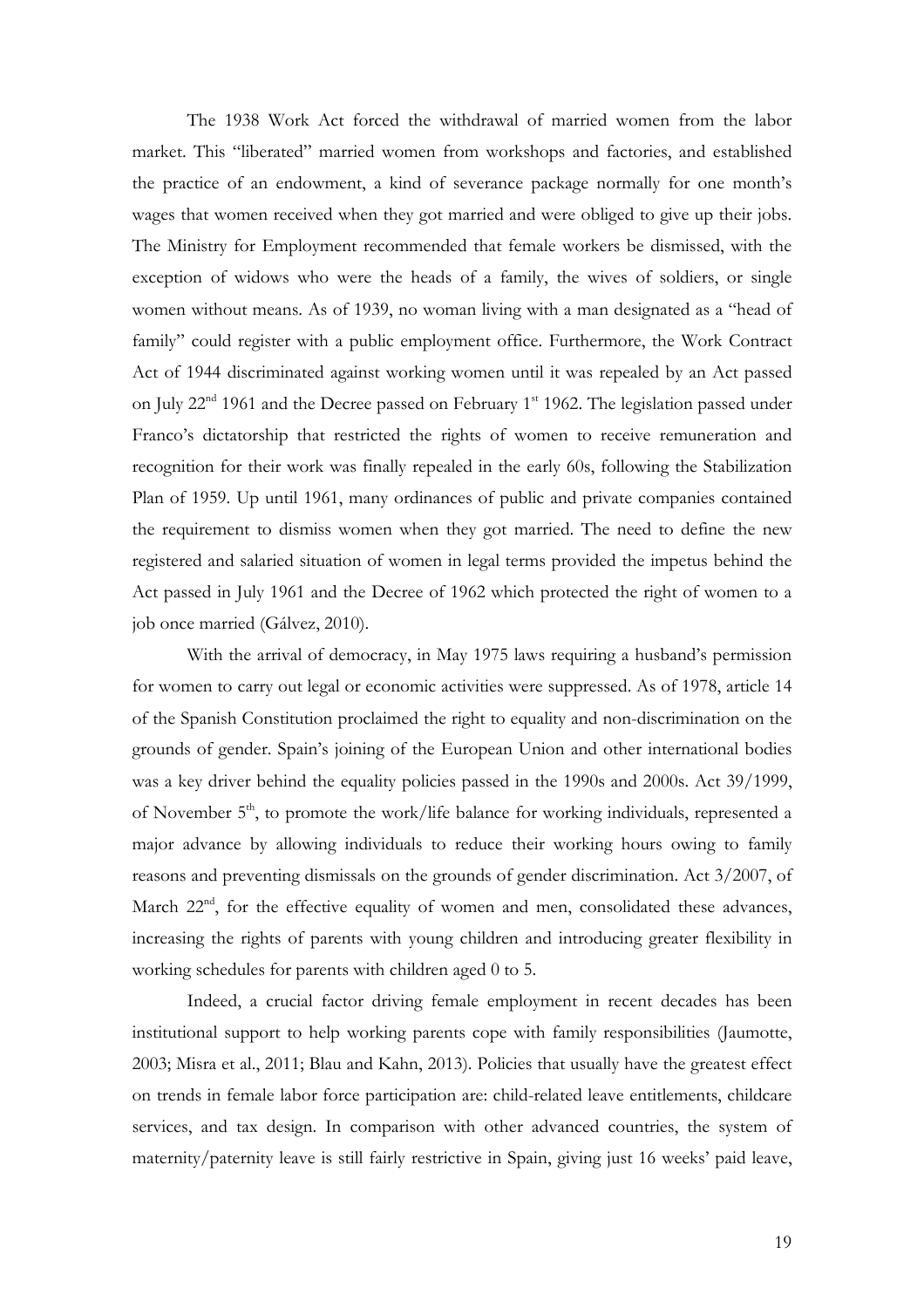The 1938 Work Act forced the withdrawal of married women from the labor market. This "liberated" married women from workshops and factories, and established the practice of an endowment, a kind of severance package normally for one month's wages that women received when they got married and were obliged to give up their jobs. The Ministry for Employment recommended that female workers be dismissed, with the exception of widows who were the heads of a family, the wives of soldiers, or single women without means. As of 1939, no woman living with a man designated as a "head of family" could register with a public employment office. Furthermore, the Work Contract Act of 1944 discriminated against working women until it was repealed by an Act passed on July 22nd 1961 and the Decree passed on February 1st 1962. The legislation passed under Franco's dictatorship that restricted the rights of women to receive remuneration and recognition for their work was finally repealed in the early 60s, following the Stabilization Plan of 1959. Up until 1961, many ordinances of public and private companies contained the requirement to dismiss women when they got married. The need to define the new registered and salaried situation of women in legal terms provided the impetus behind the Act passed in July 1961 and the Decree of 1962 which protected the right of women to a job once married (Gálvez, 2010).

With the arrival of democracy, in May 1975 laws requiring a husband's permission for women to carry out legal or economic activities were suppressed. As of 1978, article 14 of the Spanish Constitution proclaimed the right to equality and non-discrimination on the grounds of gender. Spain's joining of the European Union and other international bodies was a key driver behind the equality policies passed in the 1990s and 2000s. Act 39/1999, of November 5th, to promote the work/life balance for working individuals, represented a major advance by allowing individuals to reduce their working hours owing to family reasons and preventing dismissals on the grounds of gender discrimination. Act 3/2007, of March 22nd, for the effective equality of women and men, consolidated these advances, increasing the rights of parents with young children and introducing greater flexibility in working schedules for parents with children aged 0 to 5.

Indeed, a crucial factor driving female employment in recent decades has been institutional support to help working parents cope with family responsibilities (Jaumotte, 2003; Misra et al., 2011; Blau and Kahn, 2013). Policies that usually have the greatest effect on trends in female labor force participation are: child-related leave entitlements, childcare services, and tax design. In comparison with other advanced countries, the system of maternity/paternity leave is still fairly restrictive in Spain, giving just 16 weeks' paid leave,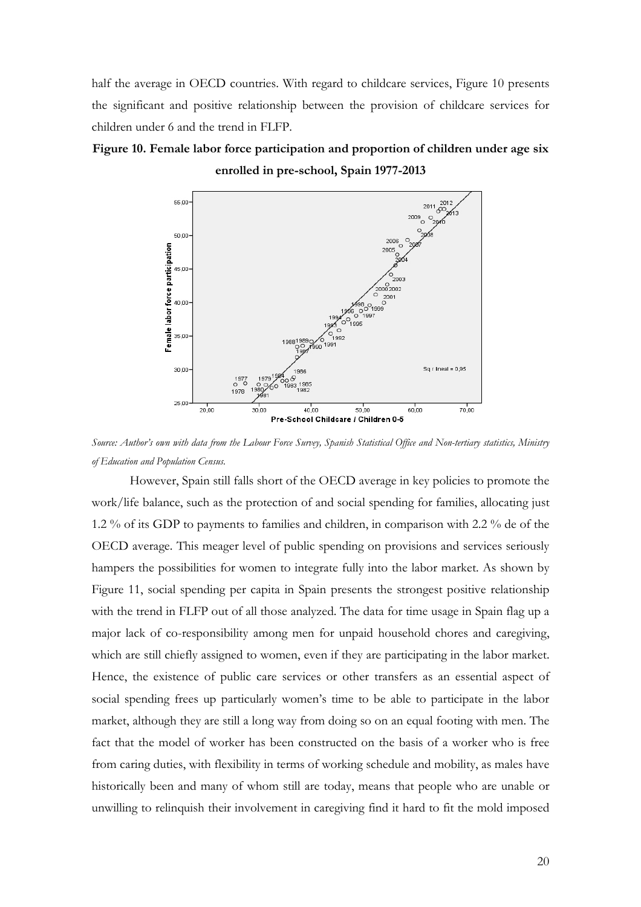half the average in OECD countries. With regard to childcare services, Figure 10 presents the significant and positive relationship between the provision of childcare services for children under 6 and the trend in FLFP.

**Figure 10. Female labor force participation and proportion of children under age six enrolled in pre-school, Spain 1977-2013**

*Source: Author's own with data from the Labour Force Survey, Spanish Statistical Office and Non-tertiary statistics, Ministry of Education and Population Census.*

However, Spain still falls short of the OECD average in key policies to promote the work/life balance, such as the protection of and social spending for families, allocating just 1.2 % of its GDP to payments to families and children, in comparison with 2.2 % de of the OECD average. This meager level of public spending on provisions and services seriously hampers the possibilities for women to integrate fully into the labor market. As shown by Figure 11, social spending per capita in Spain presents the strongest positive relationship with the trend in FLFP out of all those analyzed. The data for time usage in Spain flag up a major lack of co-responsibility among men for unpaid household chores and caregiving, which are still chiefly assigned to women, even if they are participating in the labor market. Hence, the existence of public care services or other transfers as an essential aspect of social spending frees up particularly women's time to be able to participate in the labor market, although they are still a long way from doing so on an equal footing with men. The fact that the model of worker has been constructed on the basis of a worker who is free from caring duties, with flexibility in terms of working schedule and mobility, as males have historically been and many of whom still are today, means that people who are unable or unwilling to relinquish their involvement in caregiving find it hard to fit the mold imposed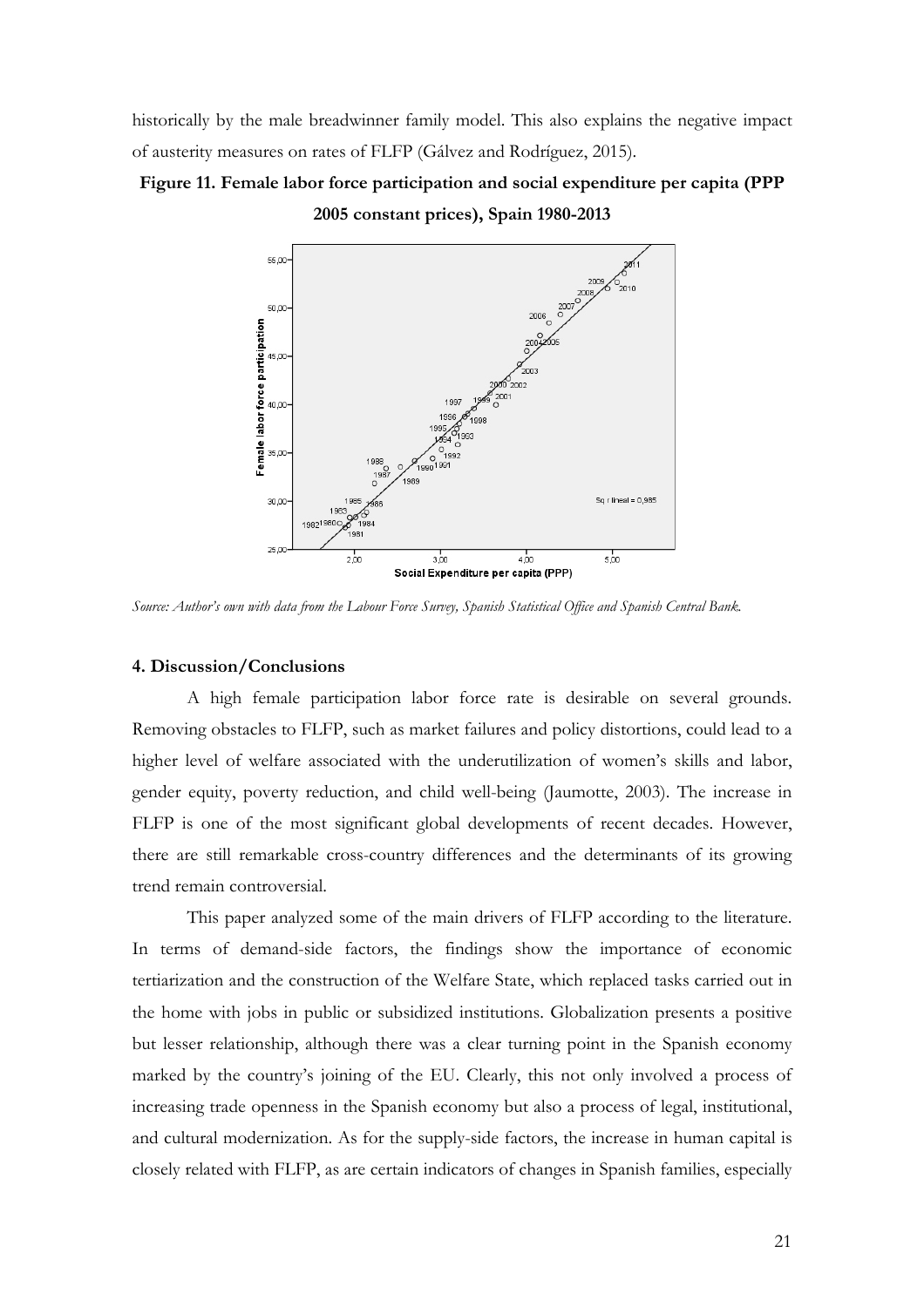historically by the male breadwinner family model. This also explains the negative impact of austerity measures on rates of FLFP (Gálvez and Rodríguez, 2015).

**Figure 11. Female labor force participation and social expenditure per capita (PPP 2005 constant prices), Spain 1980-2013**

*Source: Author's own with data from the Labour Force Survey, Spanish Statistical Office and Spanish Central Bank.*

#### 4. Discussion/Conclusions

A high female participation labor force rate is desirable on several grounds. Removing obstacles to FLFP, such as market failures and policy distortions, could lead to a higher level of welfare associated with the underutilization of women's skills and labor, gender equity, poverty reduction, and child well-being (Jaumotte, 2003). The increase in FLFP is one of the most significant global developments of recent decades. However, there are still remarkable cross-country differences and the determinants of its growing trend remain controversial.

This paper analyzed some of the main drivers of FLFP according to the literature. In terms of demand-side factors, the findings show the importance of economic tertiarization and the construction of the Welfare State, which replaced tasks carried out in the home with jobs in public or subsidized institutions. Globalization presents a positive but lesser relationship, although there was a clear turning point in the Spanish economy marked by the country's joining of the EU. Clearly, this not only involved a process of increasing trade openness in the Spanish economy but also a process of legal, institutional, and cultural modernization. As for the supply-side factors, the increase in human capital is closely related with FLFP, as are certain indicators of changes in Spanish families, especially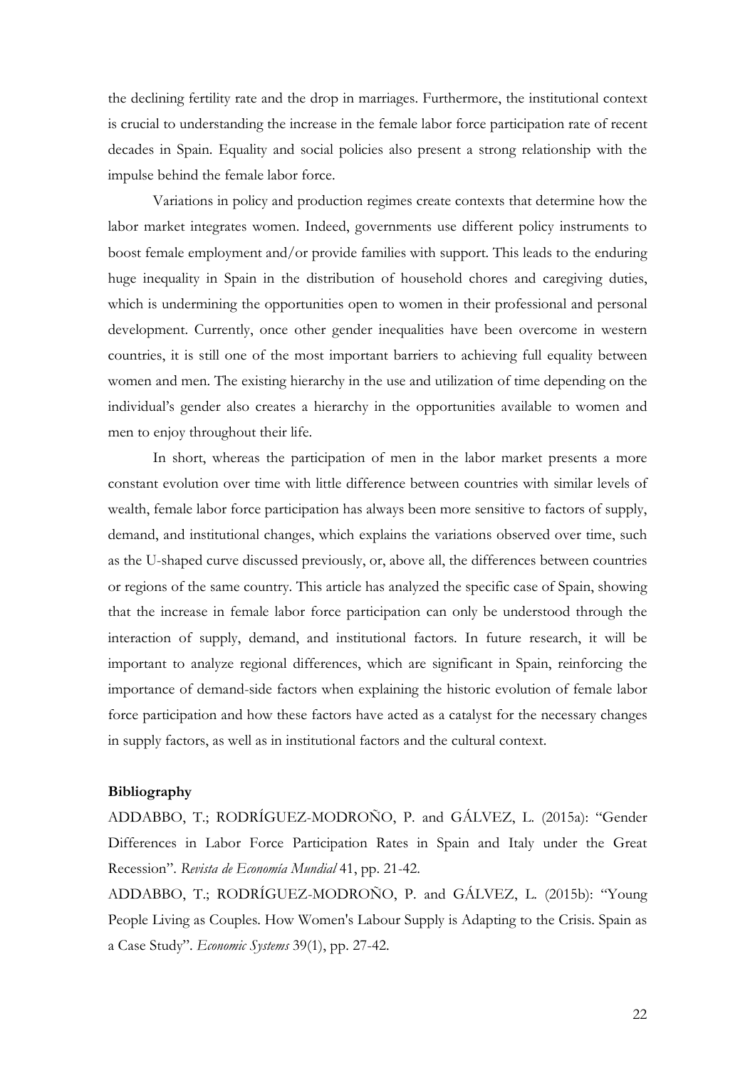the declining fertility rate and the drop in marriages. Furthermore, the institutional context is crucial to understanding the increase in the female labor force participation rate of recent decades in Spain. Equality and social policies also present a strong relationship with the impulse behind the female labor force.

Variations in policy and production regimes create contexts that determine how the labor market integrates women. Indeed, governments use different policy instruments to boost female employment and/or provide families with support. This leads to the enduring huge inequality in Spain in the distribution of household chores and caregiving duties, which is undermining the opportunities open to women in their professional and personal development. Currently, once other gender inequalities have been overcome in western countries, it is still one of the most important barriers to achieving full equality between women and men. The existing hierarchy in the use and utilization of time depending on the individual's gender also creates a hierarchy in the opportunities available to women and men to enjoy throughout their life.

In short, whereas the participation of men in the labor market presents a more constant evolution over time with little difference between countries with similar levels of wealth, female labor force participation has always been more sensitive to factors of supply, demand, and institutional changes, which explains the variations observed over time, such as the U-shaped curve discussed previously, or, above all, the differences between countries or regions of the same country. This article has analyzed the specific case of Spain, showing that the increase in female labor force participation can only be understood through the interaction of supply, demand, and institutional factors. In future research, it will be important to analyze regional differences, which are significant in Spain, reinforcing the importance of demand-side factors when explaining the historic evolution of female labor force participation and how these factors have acted as a catalyst for the necessary changes in supply factors, as well as in institutional factors and the cultural context.

**Bibliography**

ADDABBO, T.; RODRÍGUEZ-MODROÑO, P. and GÁLVEZ, L. (2015a): "Gender Differences in Labor Force Participation Rates in Spain and Italy under the Great Recession". *Revista de Economía Mundial* 41, pp. 21-42.

ADDABBO, T.; RODRÍGUEZ-MODROÑO, P. and GÁLVEZ, L. (2015b): "Young People Living as Couples. How Women's Labour Supply is Adapting to the Crisis. Spain as a Case Study". *Economic Systems* 39(1), pp. 27-42.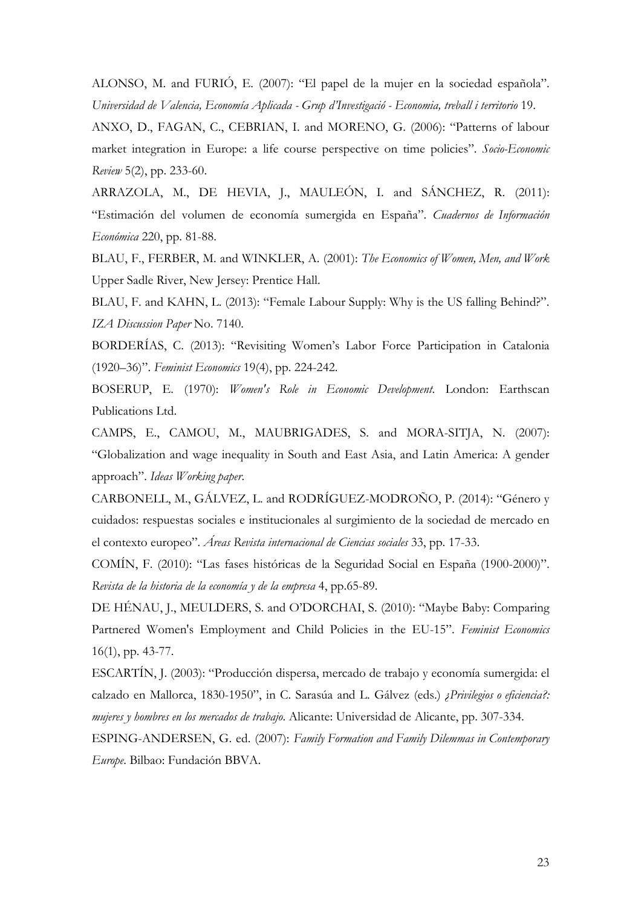ALONSO, M. and FURIÓ, E. (2007): "El papel de la mujer en la sociedad española". *Universidad de Valencia, Economía Aplicada - Grup d'Investigació - Economia, treball i territorio* 19.

ANXO, D., FAGAN, C., CEBRIAN, I. and MORENO, G. (2006): "Patterns of labour market integration in Europe: a life course perspective on time policies". *Socio-Economic Review* 5(2), pp. 233-60.

ARRAZOLA, M., DE HEVIA, J., MAULEÓN, I. and SÁNCHEZ, R. (2011): "Estimación del volumen de economía sumergida en España". *Cuadernos de Información Económica* 220, pp. 81-88.

BLAU, F., FERBER, M. and WINKLER, A. (2001): *The Economics of Women, Men, and Work* Upper Sadle River, New Jersey: Prentice Hall.

BLAU, F. and KAHN, L. (2013): "Female Labour Supply: Why is the US falling Behind?". *IZA Discussion Paper* No. 7140.

BORDERÍAS, C. (2013): "Revisiting Women's Labor Force Participation in Catalonia (1920–36)". *Feminist Economics* 19(4), pp. 224-242.

BOSERUP, E. (1970): *Women's Role in Economic Development*. London: Earthscan Publications Ltd.

CAMPS, E., CAMOU, M., MAUBRIGADES, S. and MORA-SITJA, N. (2007): "Globalization and wage inequality in South and East Asia, and Latin America: A gender approach". *Ideas Working paper*.

CARBONELL, M., GÁLVEZ, L. and RODRÍGUEZ-MODROÑO, P. (2014): "Género y cuidados: respuestas sociales e institucionales al surgimiento de la sociedad de mercado en el contexto europeo". *Áreas Revista internacional de Ciencias sociales* 33, pp. 17-33.

COMÍN, F. (2010): "Las fases históricas de la Seguridad Social en España (1900-2000)". *Revista de la historia de la economía y de la empresa* 4, pp.65-89.

DE HÉNAU, J., MEULDERS, S. and O'DORCHAI, S. (2010): "Maybe Baby: Comparing Partnered Women's Employment and Child Policies in the EU-15". *Feminist Economics* 16(1), pp. 43-77.

ESCARTÍN, J. (2003): "Producción dispersa, mercado de trabajo y economía sumergida: el calzado en Mallorca, 1830-1950", in C. Sarasúa and L. Gálvez (eds.) *¿Privilegios o eficiencia?: mujeres y hombres en los mercados de trabajo*. Alicante: Universidad de Alicante, pp. 307-334.

ESPING-ANDERSEN, G. ed. (2007): *Family Formation and Family Dilemmas in Contemporary Europe*. Bilbao: Fundación BBVA.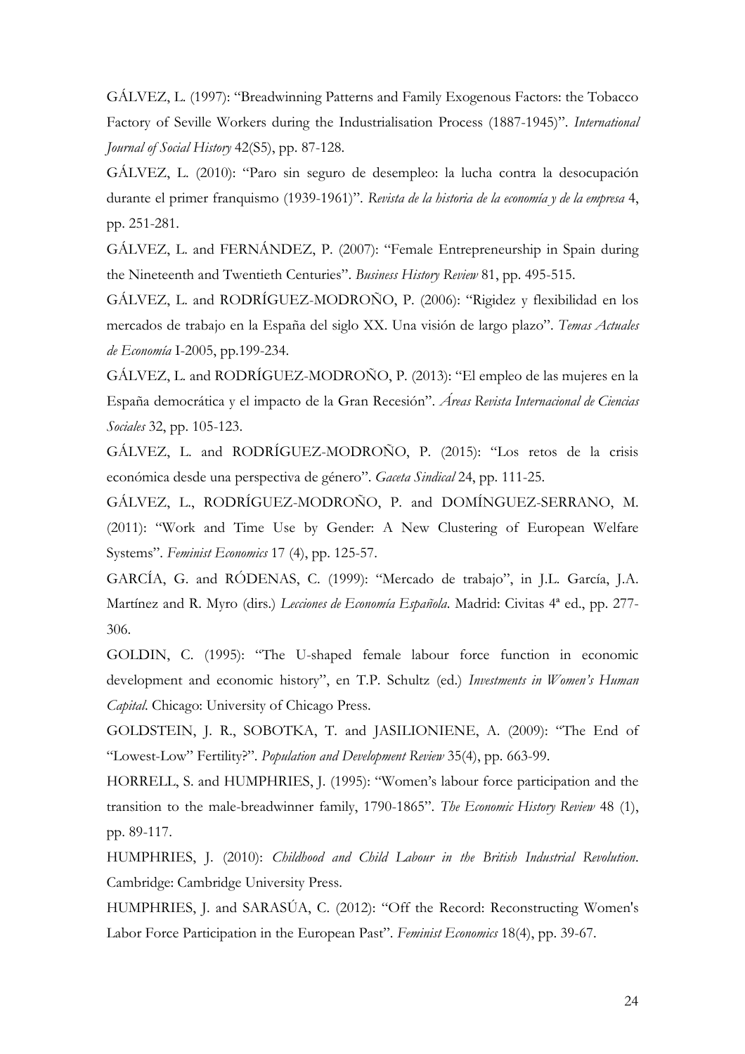GÁLVEZ, L. (1997): "Breadwinning Patterns and Family Exogenous Factors: the Tobacco Factory of Seville Workers during the Industrialisation Process (1887-1945)". *International Journal of Social History* 42(S5), pp. 87-128.

GÁLVEZ, L. (2010): "Paro sin seguro de desempleo: la lucha contra la desocupación durante el primer franquismo (1939-1961)". *Revista de la historia de la economía y de la empresa* 4, pp. 251-281.

GÁLVEZ, L. and FERNÁNDEZ, P. (2007): "Female Entrepreneurship in Spain during the Nineteenth and Twentieth Centuries". *Business History Review* 81, pp. 495-515.

GÁLVEZ, L. and RODRÍGUEZ-MODROÑO, P. (2006): "Rigidez y flexibilidad en los mercados de trabajo en la España del siglo XX. Una visión de largo plazo". *Temas Actuales de Economía* I-2005, pp.199-234.

GÁLVEZ, L. and RODRÍGUEZ-MODROÑO, P. (2013): "El empleo de las mujeres en la España democrática y el impacto de la Gran Recesión". *Áreas Revista Internacional de Ciencias Sociales* 32, pp. 105-123.

GÁLVEZ, L. and RODRÍGUEZ-MODROÑO, P. (2015): "Los retos de la crisis económica desde una perspectiva de género". *Gaceta Sindical* 24, pp. 111-25.

GÁLVEZ, L., RODRÍGUEZ-MODROÑO, P. and DOMÍNGUEZ-SERRANO, M. (2011): "Work and Time Use by Gender: A New Clustering of European Welfare Systems". *Feminist Economics* 17 (4), pp. 125-57.

GARCÍA, G. and RÓDENAS, C. (1999): "Mercado de trabajo", in J.L. García, J.A. Martínez and R. Myro (dirs.) *Lecciones de Economía Española*. Madrid: Civitas 4ª ed., pp. 277-306.

GOLDIN, C. (1995): "The U-shaped female labour force function in economic development and economic history", en T.P. Schultz (ed.) *Investments in Women's Human Capital*. Chicago: University of Chicago Press.

GOLDSTEIN, J. R., SOBOTKA, T. and JASILIONIENE, A. (2009): "The End of "Lowest-Low" Fertility?". *Population and Development Review* 35(4), pp. 663-99.

HORRELL, S. and HUMPHRIES, J. (1995): "Women's labour force participation and the transition to the male-breadwinner family, 1790-1865". *The Economic History Review* 48 (1), pp. 89-117.

HUMPHRIES, J. (2010): *Childhood and Child Labour in the British Industrial Revolution*. Cambridge: Cambridge University Press.

HUMPHRIES, J. and SARASÚA, C. (2012): "Off the Record: Reconstructing Women's Labor Force Participation in the European Past". *Feminist Economics* 18(4), pp. 39-67.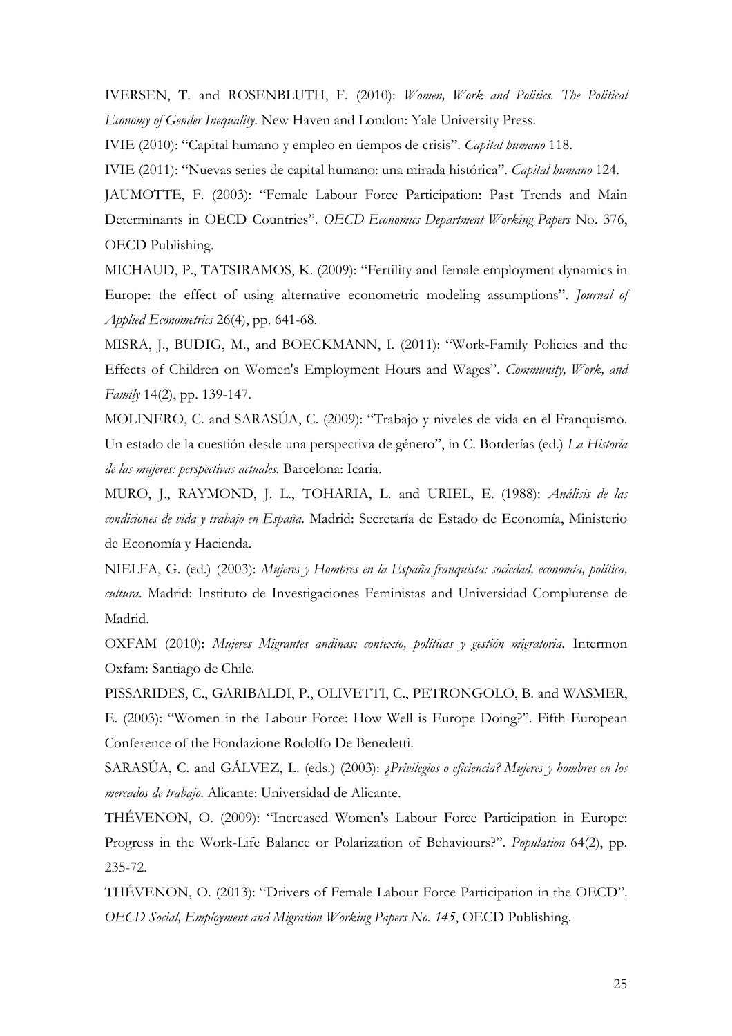IVERSEN, T. and ROSENBLUTH, F. (2010): *Women, Work and Politics. The Political Economy of Gender Inequality*. New Haven and London: Yale University Press.

IVIE (2010): "Capital humano y empleo en tiempos de crisis". *Capital humano* 118.

IVIE (2011): "Nuevas series de capital humano: una mirada histórica". *Capital humano* 124.

JAUMOTTE, F. (2003): "Female Labour Force Participation: Past Trends and Main Determinants in OECD Countries". *OECD Economics Department Working Papers* No. 376, OECD Publishing.

MICHAUD, P., TATSIRAMOS, K. (2009): "Fertility and female employment dynamics in Europe: the effect of using alternative econometric modeling assumptions". *Journal of Applied Econometrics* 26(4), pp. 641-68.

MISRA, J., BUDIG, M., and BOECKMANN, I. (2011): "Work-Family Policies and the Effects of Children on Women's Employment Hours and Wages". *Community, Work, and Family* 14(2), pp. 139-147.

MOLINERO, C. and SARASÚA, C. (2009): "Trabajo y niveles de vida en el Franquismo. Un estado de la cuestión desde una perspectiva de género", in C. Borderías (ed.) *La Historia de las mujeres: perspectivas actuales*. Barcelona: Icaria.

MURO, J., RAYMOND, J. L., TOHARIA, L. and URIEL, E. (1988): *Análisis de las condiciones de vida y trabajo en España*. Madrid: Secretaría de Estado de Economía, Ministerio de Economía y Hacienda.

NIELFA, G. (ed.) (2003): *Mujeres y Hombres en la España franquista: sociedad, economía, política, cultura*. Madrid: Instituto de Investigaciones Feministas and Universidad Complutense de Madrid.

OXFAM (2010): *Mujeres Migrantes andinas: contexto, políticas y gestión migratoria*. Intermon Oxfam: Santiago de Chile.

PISSARIDES, C., GARIBALDI, P., OLIVETTI, C., PETRONGOLO, B. and WASMER, E. (2003): "Women in the Labour Force: How Well is Europe Doing?". Fifth European Conference of the Fondazione Rodolfo De Benedetti.

SARASÚA, C. and GÁLVEZ, L. (eds.) (2003): *¿Privilegios o eficiencia? Mujeres y hombres en los mercados de trabajo*. Alicante: Universidad de Alicante.

THÉVENON, O. (2009): "Increased Women's Labour Force Participation in Europe: Progress in the Work-Life Balance or Polarization of Behaviours?". *Population* 64(2), pp. 235-72.

THÉVENON, O. (2013): "Drivers of Female Labour Force Participation in the OECD". *OECD Social, Employment and Migration Working Papers No. 145*, OECD Publishing.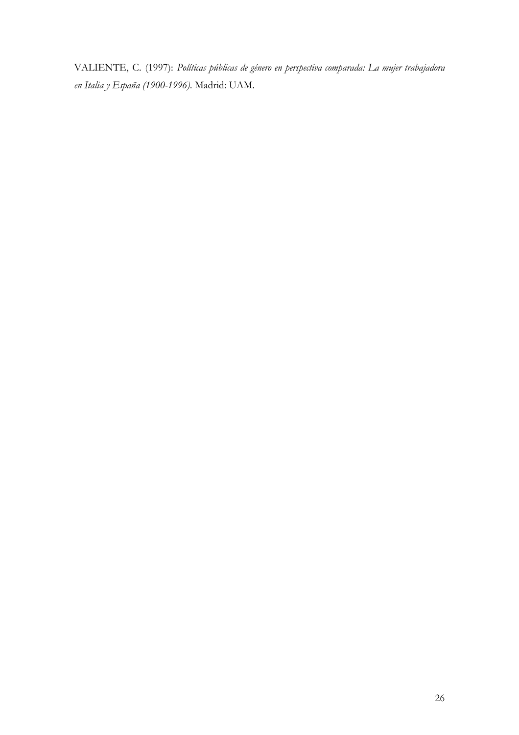VALIENTE, C. (1997): *Políticas públicas de género en perspectiva comparada: La mujer trabajadora en Italia y España (1900-1996)*. Madrid: UAM.